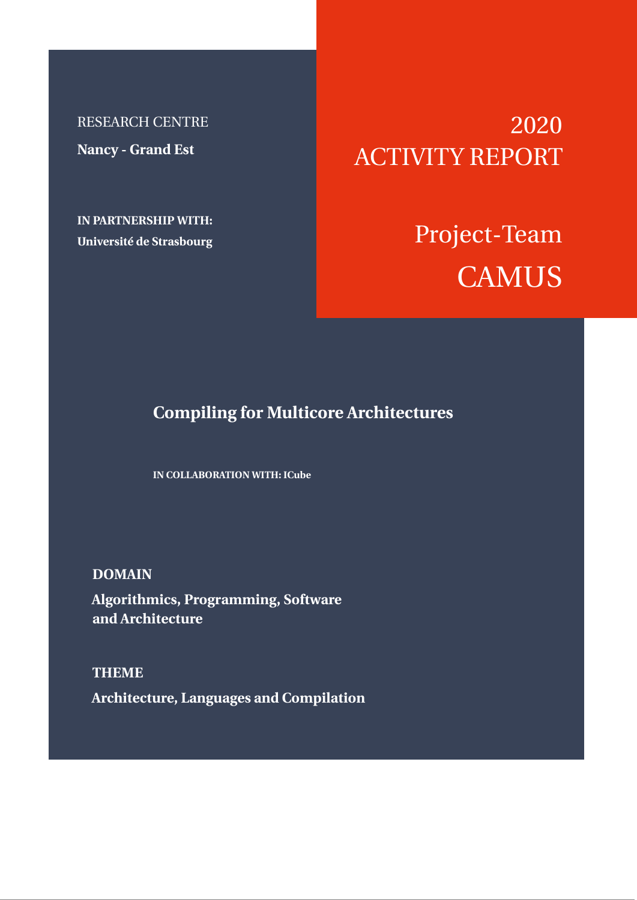RESEARCH CENTRE

**Nancy - Grand Est**

**IN PARTNERSHIP WITH:**

**Université de Strasbourg**

# 2020 ACTIVITY REPORT

# Project-Team CAMUS

## Compiling for Multicore Architectures

**IN COLLABORATION WITH: ICube**

**DOMAIN**

**Algorithmics, Programming, Software and Architecture**

**THEME**

**Architecture, Languages and Compilation**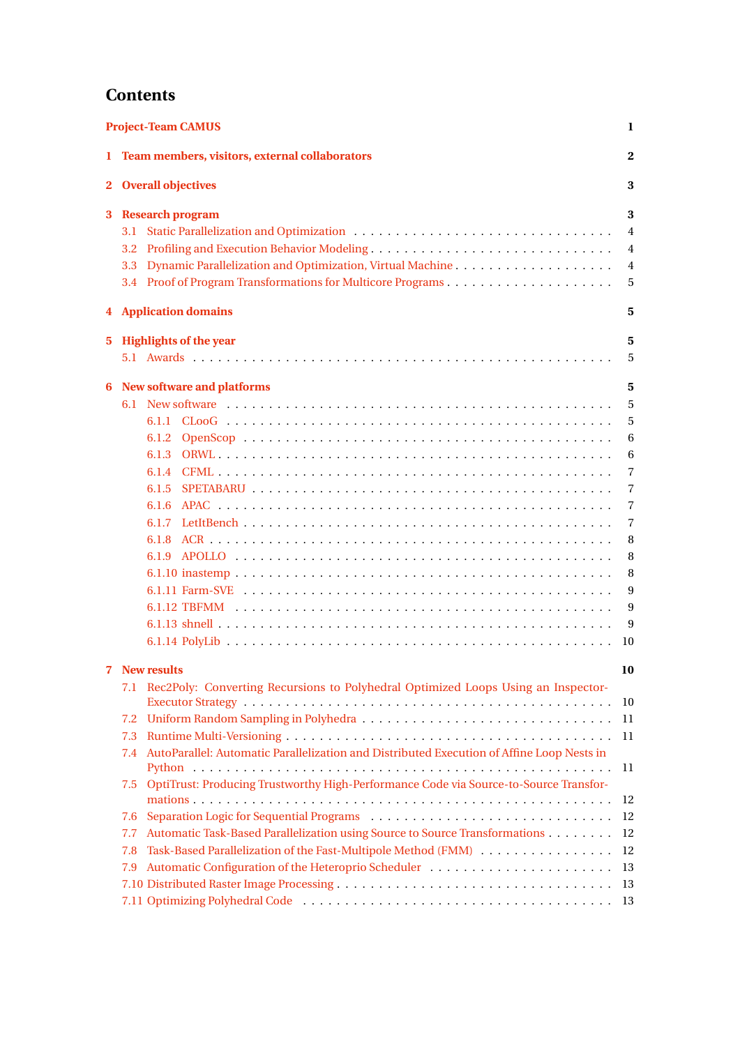# Contents

**Project-Team CAMUS** 1

**1 Team members, visitors, external collaborators** 2

**2 Overall objectives** 3

**3 Research program** 3

- 3.1 Static Parallelization and Optimization . . . . . 4
- 3.2 Profiling and Execution Behavior Modeling . . . . . 4
- 3.3 Dynamic Parallelization and Optimization, Virtual Machine . . . . . 4
- 3.4 Proof of Program Transformations for Multicore Programs . . . . . 5

**4 Application domains** 5

**5 Highlights of the year** 5

- 5.1 Awards . . . . . 5

**6 New software and platforms** 5

- 6.1 New software . . . . . 5
  - 6.1.1 CLooG . . . . . 5
  - 6.1.2 OpenScop . . . . . 6
  - 6.1.3 ORWL . . . . . 6
  - 6.1.4 CFML . . . . . 7
  - 6.1.5 SPETABARU . . . . . 7
  - 6.1.6 APAC . . . . . 7
  - 6.1.7 LetItBench . . . . . 7
  - 6.1.8 ACR . . . . . 8
  - 6.1.9 APOLLO . . . . . 8
  - 6.1.10 inastemp . . . . . 8
  - 6.1.11 Farm-SVE . . . . . 9
  - 6.1.12 TBFMM . . . . . 9
  - 6.1.13 shnell . . . . . 9
  - 6.1.14 PolyLib . . . . . 10

**7 New results** 10

- 7.1 Rec2Poly: Converting Recursions to Polyhedral Optimized Loops Using an Inspector-Executor Strategy . . . . . 10
- 7.2 Uniform Random Sampling in Polyhedra . . . . . 11
- 7.3 Runtime Multi-Versioning . . . . . 11
- 7.4 AutoParallel: Automatic Parallelization and Distributed Execution of Affine Loop Nests in Python . . . . . 11
- 7.5 OptiTrust: Producing Trustworthy High-Performance Code via Source-to-Source Transformations . . . . . 12
- 7.6 Separation Logic for Sequential Programs . . . . . 12
- 7.7 Automatic Task-Based Parallelization using Source to Source Transformations . . . . . 12
- 7.8 Task-Based Parallelization of the Fast-Multipole Method (FMM) . . . . . 12
- 7.9 Automatic Configuration of the Heteroprio Scheduler . . . . . 13
- 7.10 Distributed Raster Image Processing . . . . . 13
- 7.11 Optimizing Polyhedral Code . . . . . 13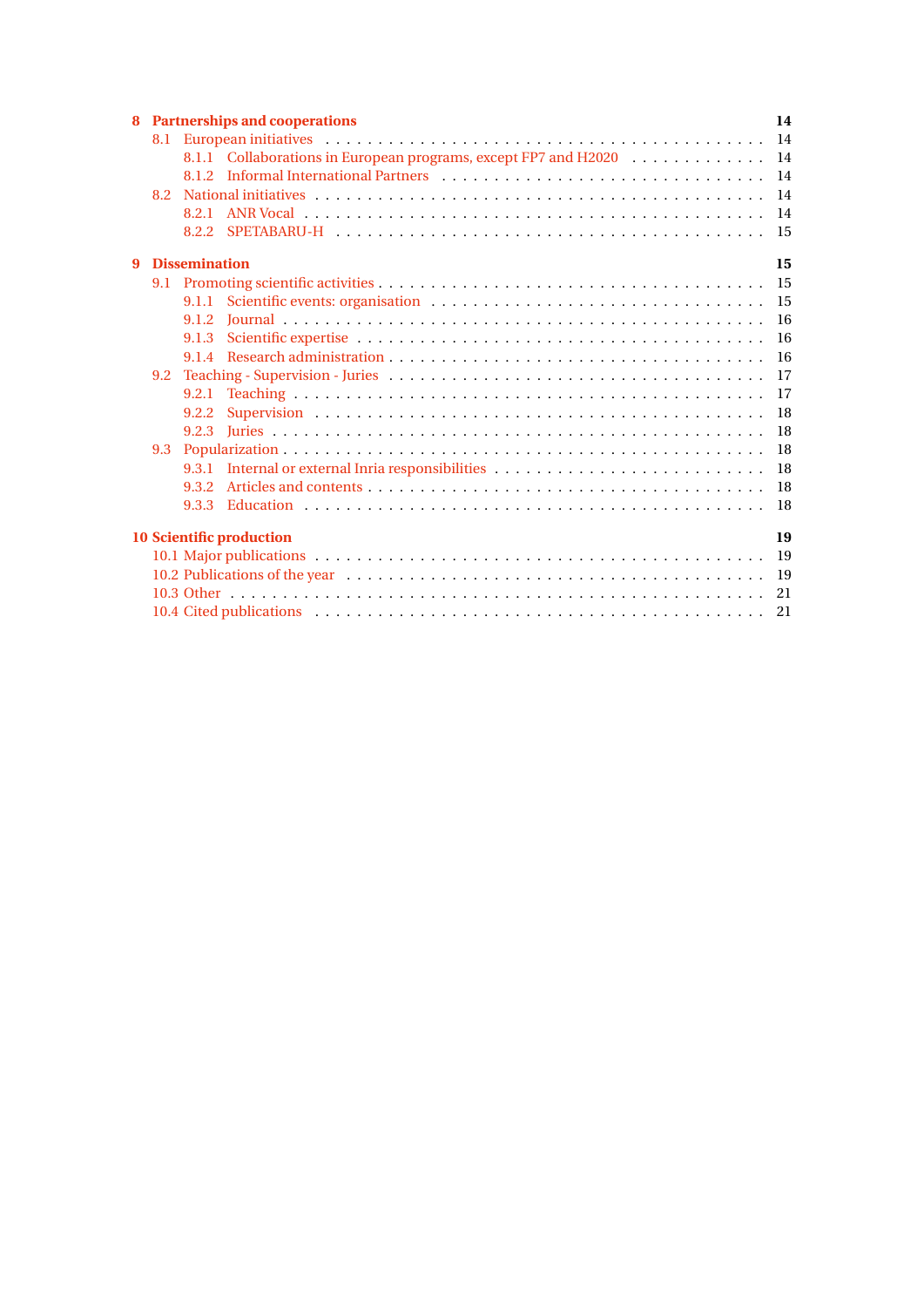**8 Partnerships and cooperations** 14

- 8.1 European initiatives 14
  - 8.1.1 Collaborations in European programs, except FP7 and H2020 14
  - 8.1.2 Informal International Partners 14
- 8.2 National initiatives 14
  - 8.2.1 ANR Vocal 14
  - 8.2.2 SPETABARU-H 15

**9 Dissemination** 15

- 9.1 Promoting scientific activities 15
  - 9.1.1 Scientific events: organisation 15
  - 9.1.2 Journal 16
  - 9.1.3 Scientific expertise 16
  - 9.1.4 Research administration 16
- 9.2 Teaching - Supervision - Juries 17
  - 9.2.1 Teaching 17
  - 9.2.2 Supervision 18
  - 9.2.3 Juries 18
- 9.3 Popularization 18
  - 9.3.1 Internal or external Inria responsibilities 18
  - 9.3.2 Articles and contents 18
  - 9.3.3 Education 18

**10 Scientific production** 19

- 10.1 Major publications 19
- 10.2 Publications of the year 19
- 10.3 Other 21
- 10.4 Cited publications 21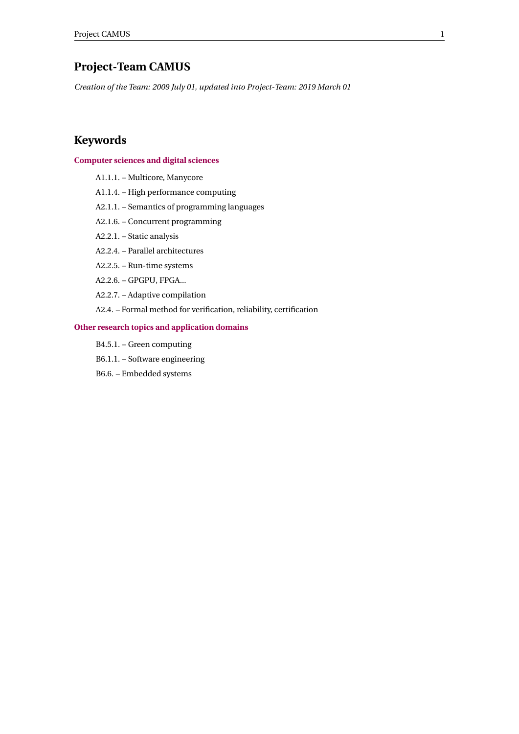# Project-Team CAMUS

*Creation of the Team: 2009 July 01, updated into Project-Team: 2019 March 01*

# Keywords

### Computer sciences and digital sciences

- A1.1.1. – Multicore, Manycore
- A1.1.4. – High performance computing
- A2.1.1. – Semantics of programming languages
- A2.1.6. – Concurrent programming
- A2.2.1. – Static analysis
- A2.2.4. – Parallel architectures
- A2.2.5. – Run-time systems
- A2.2.6. – GPGPU, FPGA...
- A2.2.7. – Adaptive compilation
- A2.4. – Formal method for verification, reliability, certification

### Other research topics and application domains

- B4.5.1. – Green computing
- B6.1.1. – Software engineering
- B6.6. – Embedded systems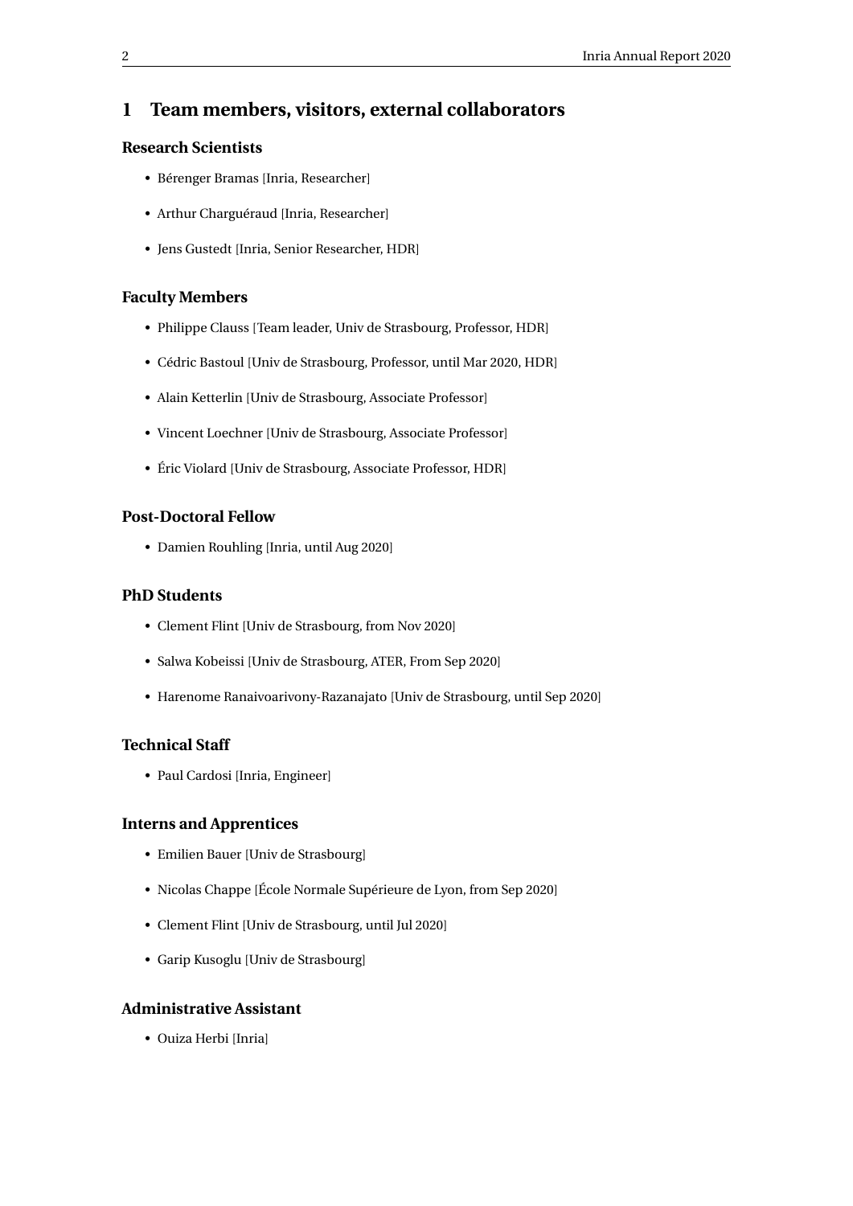# 1 Team members, visitors, external collaborators

### Research Scientists

- Bérenger Bramas [Inria, Researcher]
- Arthur Charguéraud [Inria, Researcher]
- Jens Gustedt [Inria, Senior Researcher, HDR]

### Faculty Members

- Philippe Clauss [Team leader, Univ de Strasbourg, Professor, HDR]
- Cédric Bastoul [Univ de Strasbourg, Professor, until Mar 2020, HDR]
- Alain Ketterlin [Univ de Strasbourg, Associate Professor]
- Vincent Loechner [Univ de Strasbourg, Associate Professor]
- Éric Violard [Univ de Strasbourg, Associate Professor, HDR]

### Post-Doctoral Fellow

- Damien Rouhling [Inria, until Aug 2020]

### PhD Students

- Clement Flint [Univ de Strasbourg, from Nov 2020]
- Salwa Kobeissi [Univ de Strasbourg, ATER, From Sep 2020]
- Harenome Ranaivoarivony-Razanajato [Univ de Strasbourg, until Sep 2020]

### Technical Staff

- Paul Cardosi [Inria, Engineer]

### Interns and Apprentices

- Emilien Bauer [Univ de Strasbourg]
- Nicolas Chappe [École Normale Supérieure de Lyon, from Sep 2020]
- Clement Flint [Univ de Strasbourg, until Jul 2020]
- Garip Kusoglu [Univ de Strasbourg]

### Administrative Assistant

- Ouiza Herbi [Inria]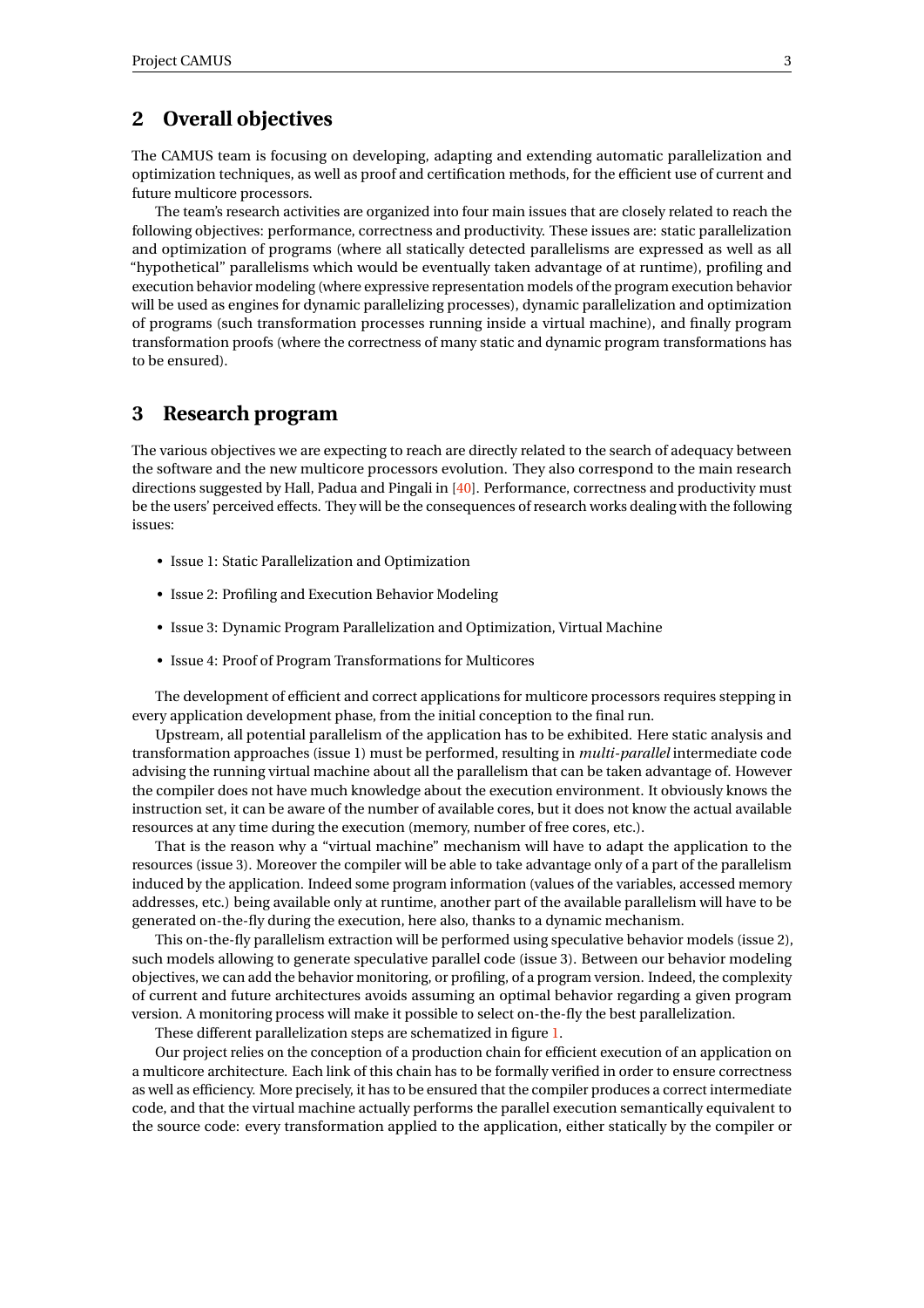## 2 Overall objectives

The CAMUS team is focusing on developing, adapting and extending automatic parallelization and optimization techniques, as well as proof and certification methods, for the efficient use of current and future multicore processors.

The team's research activities are organized into four main issues that are closely related to reach the following objectives: performance, correctness and productivity. These issues are: static parallelization and optimization of programs (where all statically detected parallelisms are expressed as well as all "hypothetical" parallelisms which would be eventually taken advantage of at runtime), profiling and execution behavior modeling (where expressive representation models of the program execution behavior will be used as engines for dynamic parallelizing processes), dynamic parallelization and optimization of programs (such transformation processes running inside a virtual machine), and finally program transformation proofs (where the correctness of many static and dynamic program transformations has to be ensured).

## 3 Research program

The various objectives we are expecting to reach are directly related to the search of adequacy between the software and the new multicore processors evolution. They also correspond to the main research directions suggested by Hall, Padua and Pingali in [40]. Performance, correctness and productivity must be the users' perceived effects. They will be the consequences of research works dealing with the following issues:

- Issue 1: Static Parallelization and Optimization
- Issue 2: Profiling and Execution Behavior Modeling
- Issue 3: Dynamic Program Parallelization and Optimization, Virtual Machine
- Issue 4: Proof of Program Transformations for Multicores

The development of efficient and correct applications for multicore processors requires stepping in every application development phase, from the initial conception to the final run.

Upstream, all potential parallelism of the application has to be exhibited. Here static analysis and transformation approaches (issue 1) must be performed, resulting in *multi-parallel* intermediate code advising the running virtual machine about all the parallelism that can be taken advantage of. However the compiler does not have much knowledge about the execution environment. It obviously knows the instruction set, it can be aware of the number of available cores, but it does not know the actual available resources at any time during the execution (memory, number of free cores, etc.).

That is the reason why a "virtual machine" mechanism will have to adapt the application to the resources (issue 3). Moreover the compiler will be able to take advantage only of a part of the parallelism induced by the application. Indeed some program information (values of the variables, accessed memory addresses, etc.) being available only at runtime, another part of the available parallelism will have to be generated on-the-fly during the execution, here also, thanks to a dynamic mechanism.

This on-the-fly parallelism extraction will be performed using speculative behavior models (issue 2), such models allowing to generate speculative parallel code (issue 3). Between our behavior modeling objectives, we can add the behavior monitoring, or profiling, of a program version. Indeed, the complexity of current and future architectures avoids assuming an optimal behavior regarding a given program version. A monitoring process will make it possible to select on-the-fly the best parallelization.

These different parallelization steps are schematized in figure 1.

Our project relies on the conception of a production chain for efficient execution of an application on a multicore architecture. Each link of this chain has to be formally verified in order to ensure correctness as well as efficiency. More precisely, it has to be ensured that the compiler produces a correct intermediate code, and that the virtual machine actually performs the parallel execution semantically equivalent to the source code: every transformation applied to the application, either statically by the compiler or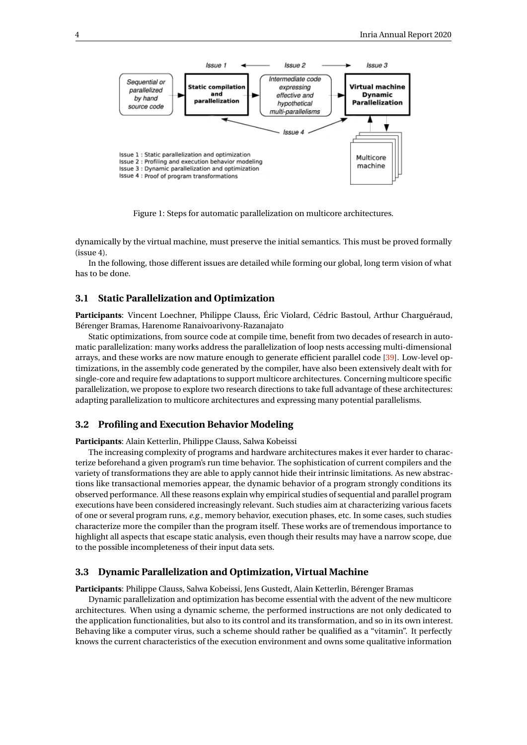Figure 1: Steps for automatic parallelization on multicore architectures.

dynamically by the virtual machine, must preserve the initial semantics. This must be proved formally (issue 4).

In the following, those different issues are detailed while forming our global, long term vision of what has to be done.

### 3.1 Static Parallelization and Optimization

**Participants**: Vincent Loechner, Philippe Clauss, Éric Violard, Cédric Bastoul, Arthur Charguéraud, Bérenger Bramas, Harenome Ranaivoarivony-Razanajato

Static optimizations, from source code at compile time, benefit from two decades of research in automatic parallelization: many works address the parallelization of loop nests accessing multi-dimensional arrays, and these works are now mature enough to generate efficient parallel code [39]. Low-level optimizations, in the assembly code generated by the compiler, have also been extensively dealt with for single-core and require few adaptations to support multicore architectures. Concerning multicore specific parallelization, we propose to explore two research directions to take full advantage of these architectures: adapting parallelization to multicore architectures and expressing many potential parallelisms.

### 3.2 Profiling and Execution Behavior Modeling

**Participants**: Alain Ketterlin, Philippe Clauss, Salwa Kobeissi

The increasing complexity of programs and hardware architectures makes it ever harder to characterize beforehand a given program's run time behavior. The sophistication of current compilers and the variety of transformations they are able to apply cannot hide their intrinsic limitations. As new abstractions like transactional memories appear, the dynamic behavior of a program strongly conditions its observed performance. All these reasons explain why empirical studies of sequential and parallel program executions have been considered increasingly relevant. Such studies aim at characterizing various facets of one or several program runs, *e.g.*, memory behavior, execution phases, etc. In some cases, such studies characterize more the compiler than the program itself. These works are of tremendous importance to highlight all aspects that escape static analysis, even though their results may have a narrow scope, due to the possible incompleteness of their input data sets.

### 3.3 Dynamic Parallelization and Optimization, Virtual Machine

**Participants**: Philippe Clauss, Salwa Kobeissi, Jens Gustedt, Alain Ketterlin, Bérenger Bramas

Dynamic parallelization and optimization has become essential with the advent of the new multicore architectures. When using a dynamic scheme, the performed instructions are not only dedicated to the application functionalities, but also to its control and its transformation, and so in its own interest. Behaving like a computer virus, such a scheme should rather be qualified as a "vitamin". It perfectly knows the current characteristics of the execution environment and owns some qualitative information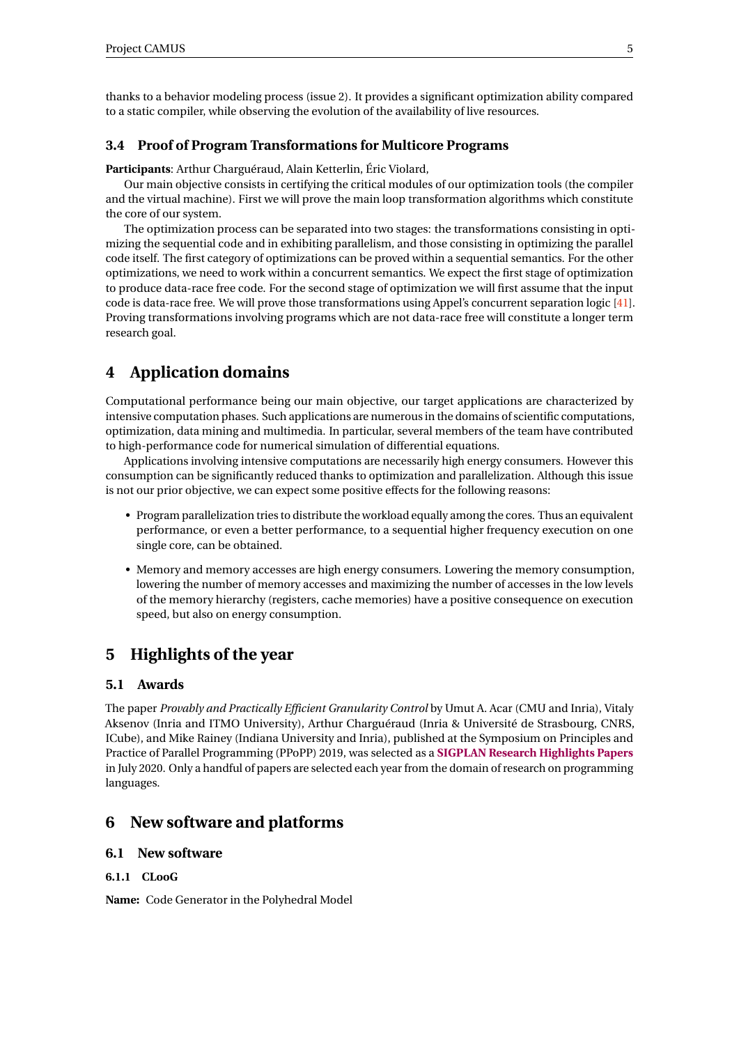thanks to a behavior modeling process (issue 2). It provides a significant optimization ability compared to a static compiler, while observing the evolution of the availability of live resources.

### 3.4 Proof of Program Transformations for Multicore Programs

**Participants**: Arthur Charguéraud, Alain Ketterlin, Éric Violard,

Our main objective consists in certifying the critical modules of our optimization tools (the compiler and the virtual machine). First we will prove the main loop transformation algorithms which constitute the core of our system.

The optimization process can be separated into two stages: the transformations consisting in optimizing the sequential code and in exhibiting parallelism, and those consisting in optimizing the parallel code itself. The first category of optimizations can be proved within a sequential semantics. For the other optimizations, we need to work within a concurrent semantics. We expect the first stage of optimization to produce data-race free code. For the second stage of optimization we will first assume that the input code is data-race free. We will prove those transformations using Appel's concurrent separation logic [41]. Proving transformations involving programs which are not data-race free will constitute a longer term research goal.

## 4 Application domains

Computational performance being our main objective, our target applications are characterized by intensive computation phases. Such applications are numerous in the domains of scientific computations, optimization, data mining and multimedia. In particular, several members of the team have contributed to high-performance code for numerical simulation of differential equations.

Applications involving intensive computations are necessarily high energy consumers. However this consumption can be significantly reduced thanks to optimization and parallelization. Although this issue is not our prior objective, we can expect some positive effects for the following reasons:

- Program parallelization tries to distribute the workload equally among the cores. Thus an equivalent performance, or even a better performance, to a sequential higher frequency execution on one single core, can be obtained.
- Memory and memory accesses are high energy consumers. Lowering the memory consumption, lowering the number of memory accesses and maximizing the number of accesses in the low levels of the memory hierarchy (registers, cache memories) have a positive consequence on execution speed, but also on energy consumption.

## 5 Highlights of the year

### 5.1 Awards

The paper *Provably and Practically Efficient Granularity Control* by Umut A. Acar (CMU and Inria), Vitaly Aksenov (Inria and ITMO University), Arthur Charguéraud (Inria & Université de Strasbourg, CNRS, ICube), and Mike Rainey (Indiana University and Inria), published at the Symposium on Principles and Practice of Parallel Programming (PPoPP) 2019, was selected as a **SIGPLAN Research Highlights Papers** in July 2020. Only a handful of papers are selected each year from the domain of research on programming languages.

## 6 New software and platforms

### 6.1 New software

#### 6.1.1 CLooG

**Name:** Code Generator in the Polyhedral Model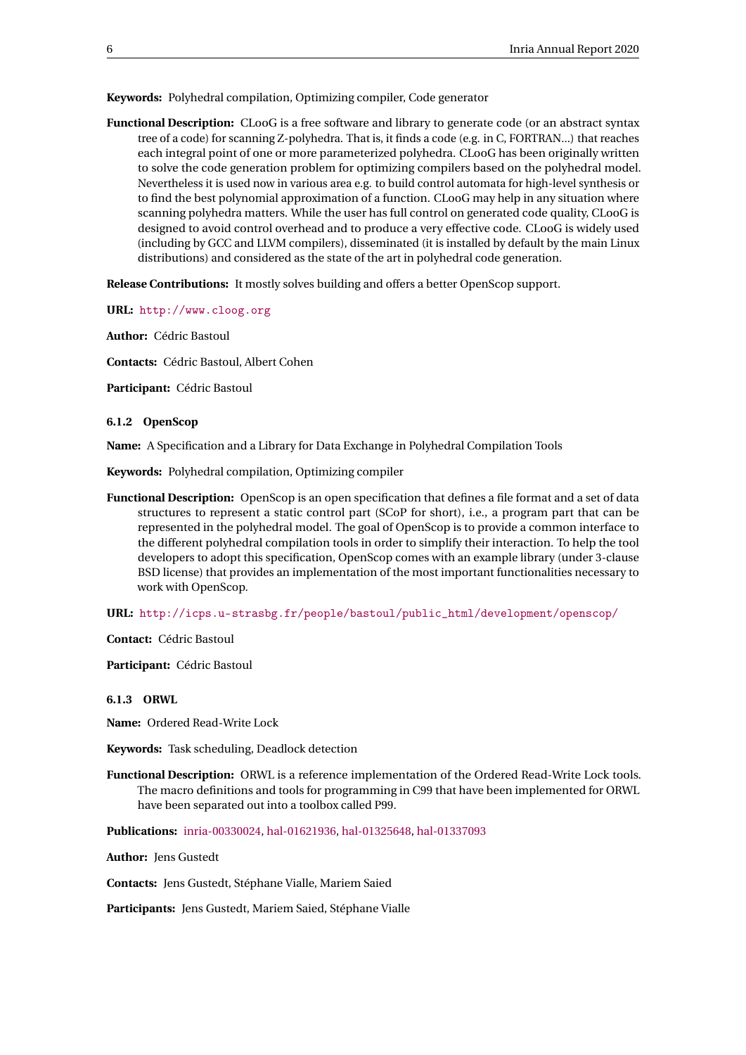**Keywords:** Polyhedral compilation, Optimizing compiler, Code generator

**Functional Description:** CLooG is a free software and library to generate code (or an abstract syntax tree of a code) for scanning Z-polyhedra. That is, it finds a code (e.g. in C, FORTRAN...) that reaches each integral point of one or more parameterized polyhedra. CLooG has been originally written to solve the code generation problem for optimizing compilers based on the polyhedral model. Nevertheless it is used now in various area e.g. to build control automata for high-level synthesis or to find the best polynomial approximation of a function. CLooG may help in any situation where scanning polyhedra matters. While the user has full control on generated code quality, CLooG is designed to avoid control overhead and to produce a very effective code. CLooG is widely used (including by GCC and LLVM compilers), disseminated (it is installed by default by the main Linux distributions) and considered as the state of the art in polyhedral code generation.

**Release Contributions:** It mostly solves building and offers a better OpenScop support.

**URL:** http://www.cloog.org

**Author:** Cédric Bastoul

**Contacts:** Cédric Bastoul, Albert Cohen

**Participant:** Cédric Bastoul

#### 6.1.2 OpenScop

**Name:** A Specification and a Library for Data Exchange in Polyhedral Compilation Tools

**Keywords:** Polyhedral compilation, Optimizing compiler

**Functional Description:** OpenScop is an open specification that defines a file format and a set of data structures to represent a static control part (SCoP for short), i.e., a program part that can be represented in the polyhedral model. The goal of OpenScop is to provide a common interface to the different polyhedral compilation tools in order to simplify their interaction. To help the tool developers to adopt this specification, OpenScop comes with an example library (under 3-clause BSD license) that provides an implementation of the most important functionalities necessary to work with OpenScop.

**URL:** http://icps.u-strasbg.fr/people/bastoul/public_html/development/openscop/

**Contact:** Cédric Bastoul

**Participant:** Cédric Bastoul

#### 6.1.3 ORWL

**Name:** Ordered Read-Write Lock

**Keywords:** Task scheduling, Deadlock detection

**Functional Description:** ORWL is a reference implementation of the Ordered Read-Write Lock tools. The macro definitions and tools for programming in C99 that have been implemented for ORWL have been separated out into a toolbox called P99.

**Publications:** inria-00330024, hal-01621936, hal-01325648, hal-01337093

**Author:** Jens Gustedt

**Contacts:** Jens Gustedt, Stéphane Vialle, Mariem Saied

**Participants:** Jens Gustedt, Mariem Saied, Stéphane Vialle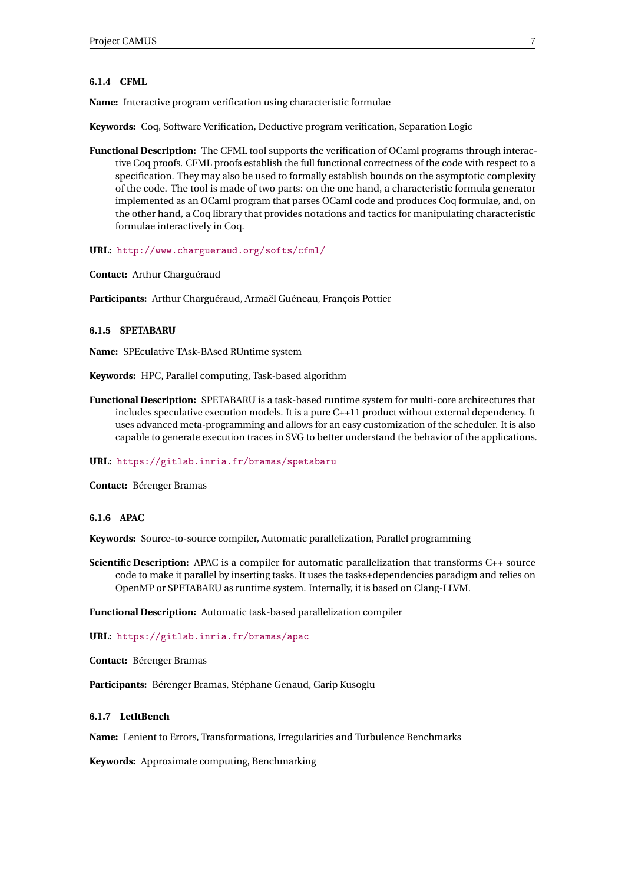#### 6.1.4 CFML

**Name:** Interactive program verification using characteristic formulae

**Keywords:** Coq, Software Verification, Deductive program verification, Separation Logic

**Functional Description:** The CFML tool supports the verification of OCaml programs through interactive Coq proofs. CFML proofs establish the full functional correctness of the code with respect to a specification. They may also be used to formally establish bounds on the asymptotic complexity of the code. The tool is made of two parts: on the one hand, a characteristic formula generator implemented as an OCaml program that parses OCaml code and produces Coq formulae, and, on the other hand, a Coq library that provides notations and tactics for manipulating characteristic formulae interactively in Coq.

**URL:** http://www.chargueraud.org/softs/cfml/

**Contact:** Arthur Charguéraud

**Participants:** Arthur Charguéraud, Armaël Guéneau, François Pottier

#### 6.1.5 SPETABARU

**Name:** SPEculative TAsk-BAsed RUntime system

**Keywords:** HPC, Parallel computing, Task-based algorithm

**Functional Description:** SPETABARU is a task-based runtime system for multi-core architectures that includes speculative execution models. It is a pure C++11 product without external dependency. It uses advanced meta-programming and allows for an easy customization of the scheduler. It is also capable to generate execution traces in SVG to better understand the behavior of the applications.

**URL:** https://gitlab.inria.fr/bramas/spetabaru

**Contact:** Bérenger Bramas

#### 6.1.6 APAC

**Keywords:** Source-to-source compiler, Automatic parallelization, Parallel programming

**Scientific Description:** APAC is a compiler for automatic parallelization that transforms C++ source code to make it parallel by inserting tasks. It uses the tasks+dependencies paradigm and relies on OpenMP or SPETABARU as runtime system. Internally, it is based on Clang-LLVM.

**Functional Description:** Automatic task-based parallelization compiler

**URL:** https://gitlab.inria.fr/bramas/apac

**Contact:** Bérenger Bramas

**Participants:** Bérenger Bramas, Stéphane Genaud, Garip Kusoglu

#### 6.1.7 LetItBench

**Name:** Lenient to Errors, Transformations, Irregularities and Turbulence Benchmarks

**Keywords:** Approximate computing, Benchmarking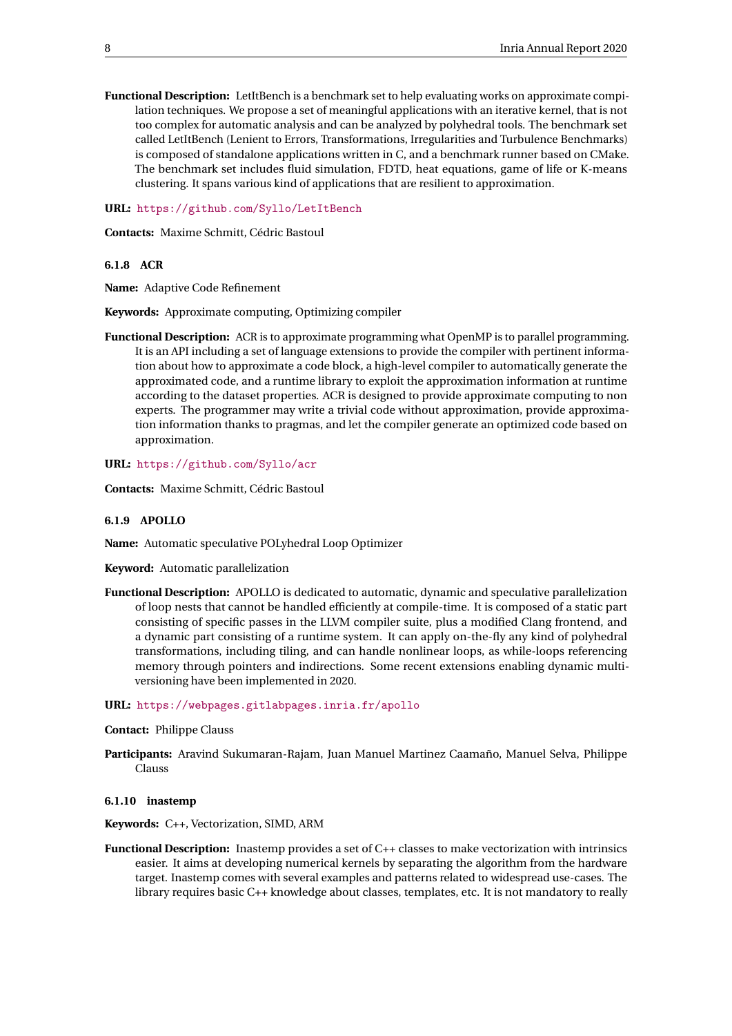**Functional Description:** LetItBench is a benchmark set to help evaluating works on approximate compilation techniques. We propose a set of meaningful applications with an iterative kernel, that is not too complex for automatic analysis and can be analyzed by polyhedral tools. The benchmark set called LetItBench (Lenient to Errors, Transformations, Irregularities and Turbulence Benchmarks) is composed of standalone applications written in C, and a benchmark runner based on CMake. The benchmark set includes fluid simulation, FDTD, heat equations, game of life or K-means clustering. It spans various kind of applications that are resilient to approximation.

**URL:** https://github.com/Syllo/LetItBench

**Contacts:** Maxime Schmitt, Cédric Bastoul

#### 6.1.8 ACR

**Name:** Adaptive Code Refinement

**Keywords:** Approximate computing, Optimizing compiler

**Functional Description:** ACR is to approximate programming what OpenMP is to parallel programming. It is an API including a set of language extensions to provide the compiler with pertinent information about how to approximate a code block, a high-level compiler to automatically generate the approximated code, and a runtime library to exploit the approximation information at runtime according to the dataset properties. ACR is designed to provide approximate computing to non experts. The programmer may write a trivial code without approximation, provide approximation information thanks to pragmas, and let the compiler generate an optimized code based on approximation.

**URL:** https://github.com/Syllo/acr

**Contacts:** Maxime Schmitt, Cédric Bastoul

#### 6.1.9 APOLLO

**Name:** Automatic speculative POLyhedral Loop Optimizer

**Keyword:** Automatic parallelization

**Functional Description:** APOLLO is dedicated to automatic, dynamic and speculative parallelization of loop nests that cannot be handled efficiently at compile-time. It is composed of a static part consisting of specific passes in the LLVM compiler suite, plus a modified Clang frontend, and a dynamic part consisting of a runtime system. It can apply on-the-fly any kind of polyhedral transformations, including tiling, and can handle nonlinear loops, as while-loops referencing memory through pointers and indirections. Some recent extensions enabling dynamic multi-versioning have been implemented in 2020.

**URL:** https://webpages.gitlabpages.inria.fr/apollo

**Contact:** Philippe Clauss

**Participants:** Aravind Sukumaran-Rajam, Juan Manuel Martinez Caamaño, Manuel Selva, Philippe Clauss

#### 6.1.10 inastemp

**Keywords:** C++, Vectorization, SIMD, ARM

**Functional Description:** Inastemp provides a set of C++ classes to make vectorization with intrinsics easier. It aims at developing numerical kernels by separating the algorithm from the hardware target. Inastemp comes with several examples and patterns related to widespread use-cases. The library requires basic C++ knowledge about classes, templates, etc. It is not mandatory to really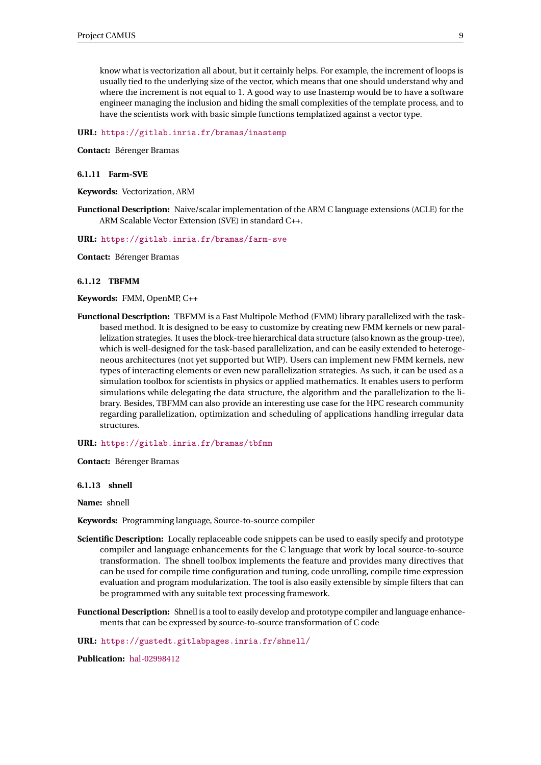know what is vectorization all about, but it certainly helps. For example, the increment of loops is usually tied to the underlying size of the vector, which means that one should understand why and where the increment is not equal to 1. A good way to use Inastemp would be to have a software engineer managing the inclusion and hiding the small complexities of the template process, and to have the scientists work with basic simple functions templatized against a vector type.

**URL:** https://gitlab.inria.fr/bramas/inastemp

**Contact:** Bérenger Bramas

#### 6.1.11 Farm-SVE

**Keywords:** Vectorization, ARM

**Functional Description:** Naive/scalar implementation of the ARM C language extensions (ACLE) for the ARM Scalable Vector Extension (SVE) in standard C++.

**URL:** https://gitlab.inria.fr/bramas/farm-sve

**Contact:** Bérenger Bramas

#### 6.1.12 TBFMM

**Keywords:** FMM, OpenMP, C++

**Functional Description:** TBFMM is a Fast Multipole Method (FMM) library parallelized with the task-based method. It is designed to be easy to customize by creating new FMM kernels or new parallelization strategies. It uses the block-tree hierarchical data structure (also known as the group-tree), which is well-designed for the task-based parallelization, and can be easily extended to heterogeneous architectures (not yet supported but WIP). Users can implement new FMM kernels, new types of interacting elements or even new parallelization strategies. As such, it can be used as a simulation toolbox for scientists in physics or applied mathematics. It enables users to perform simulations while delegating the data structure, the algorithm and the parallelization to the library. Besides, TBFMM can also provide an interesting use case for the HPC research community regarding parallelization, optimization and scheduling of applications handling irregular data structures.

**URL:** https://gitlab.inria.fr/bramas/tbfmm

**Contact:** Bérenger Bramas

#### 6.1.13 shnell

**Name:** shnell

**Keywords:** Programming language, Source-to-source compiler

**Scientific Description:** Locally replaceable code snippets can be used to easily specify and prototype compiler and language enhancements for the C language that work by local source-to-source transformation. The shnell toolbox implements the feature and provides many directives that can be used for compile time configuration and tuning, code unrolling, compile time expression evaluation and program modularization. The tool is also easily extensible by simple filters that can be programmed with any suitable text processing framework.

**Functional Description:** Shnell is a tool to easily develop and prototype compiler and language enhancements that can be expressed by source-to-source transformation of C code

**URL:** https://gustedt.gitlabpages.inria.fr/shnell/

**Publication:** hal-02998412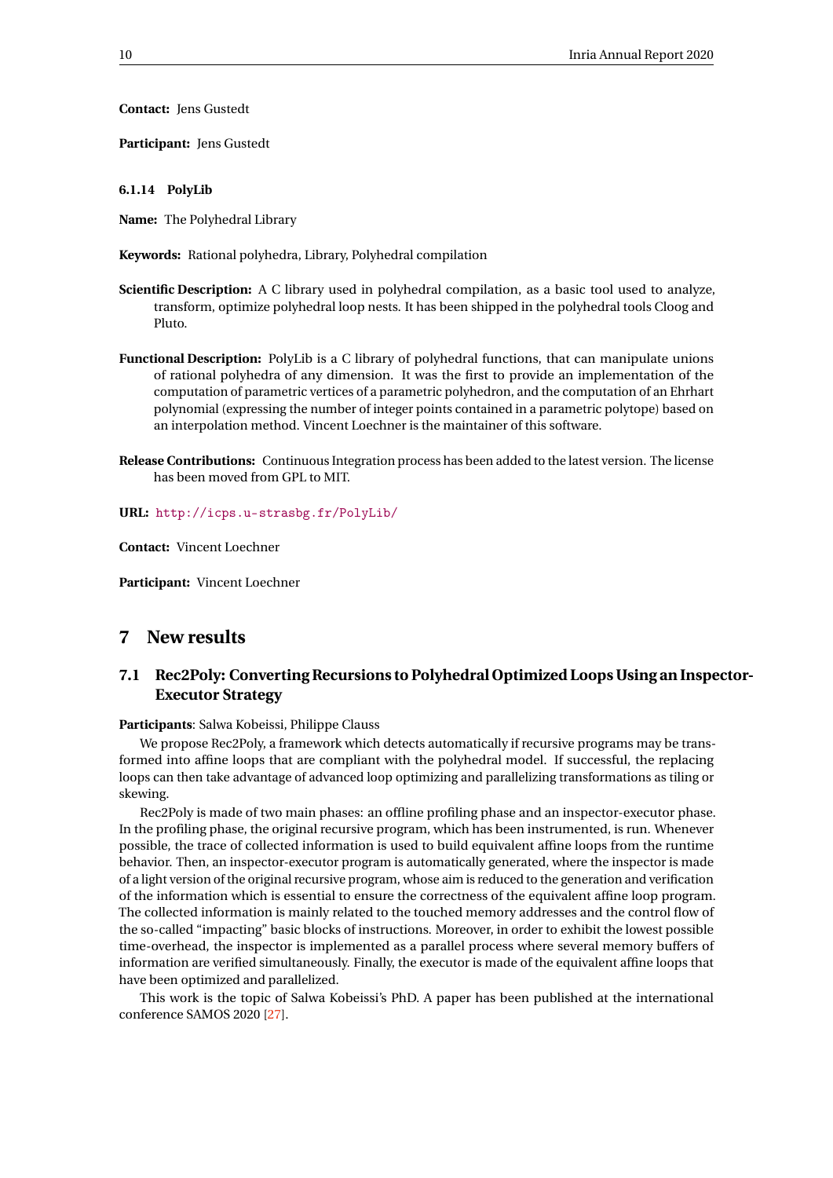**Contact:** Jens Gustedt

**Participant:** Jens Gustedt

#### 6.1.14 PolyLib

**Name:** The Polyhedral Library

**Keywords:** Rational polyhedra, Library, Polyhedral compilation

**Scientific Description:** A C library used in polyhedral compilation, as a basic tool used to analyze, transform, optimize polyhedral loop nests. It has been shipped in the polyhedral tools Cloog and Pluto.

**Functional Description:** PolyLib is a C library of polyhedral functions, that can manipulate unions of rational polyhedra of any dimension. It was the first to provide an implementation of the computation of parametric vertices of a parametric polyhedron, and the computation of an Ehrhart polynomial (expressing the number of integer points contained in a parametric polytope) based on an interpolation method. Vincent Loechner is the maintainer of this software.

**Release Contributions:** Continuous Integration process has been added to the latest version. The license has been moved from GPL to MIT.

**URL:** http://icps.u-strasbg.fr/PolyLib/

**Contact:** Vincent Loechner

**Participant:** Vincent Loechner

## 7 New results

### 7.1 Rec2Poly: Converting Recursions to Polyhedral Optimized Loops Using an Inspector-Executor Strategy

**Participants**: Salwa Kobeissi, Philippe Clauss

We propose Rec2Poly, a framework which detects automatically if recursive programs may be transformed into affine loops that are compliant with the polyhedral model. If successful, the replacing loops can then take advantage of advanced loop optimizing and parallelizing transformations as tiling or skewing.

Rec2Poly is made of two main phases: an offline profiling phase and an inspector-executor phase. In the profiling phase, the original recursive program, which has been instrumented, is run. Whenever possible, the trace of collected information is used to build equivalent affine loops from the runtime behavior. Then, an inspector-executor program is automatically generated, where the inspector is made of a light version of the original recursive program, whose aim is reduced to the generation and verification of the information which is essential to ensure the correctness of the equivalent affine loop program. The collected information is mainly related to the touched memory addresses and the control flow of the so-called "impacting" basic blocks of instructions. Moreover, in order to exhibit the lowest possible time-overhead, the inspector is implemented as a parallel process where several memory buffers of information are verified simultaneously. Finally, the executor is made of the equivalent affine loops that have been optimized and parallelized.

This work is the topic of Salwa Kobeissi's PhD. A paper has been published at the international conference SAMOS 2020 [27].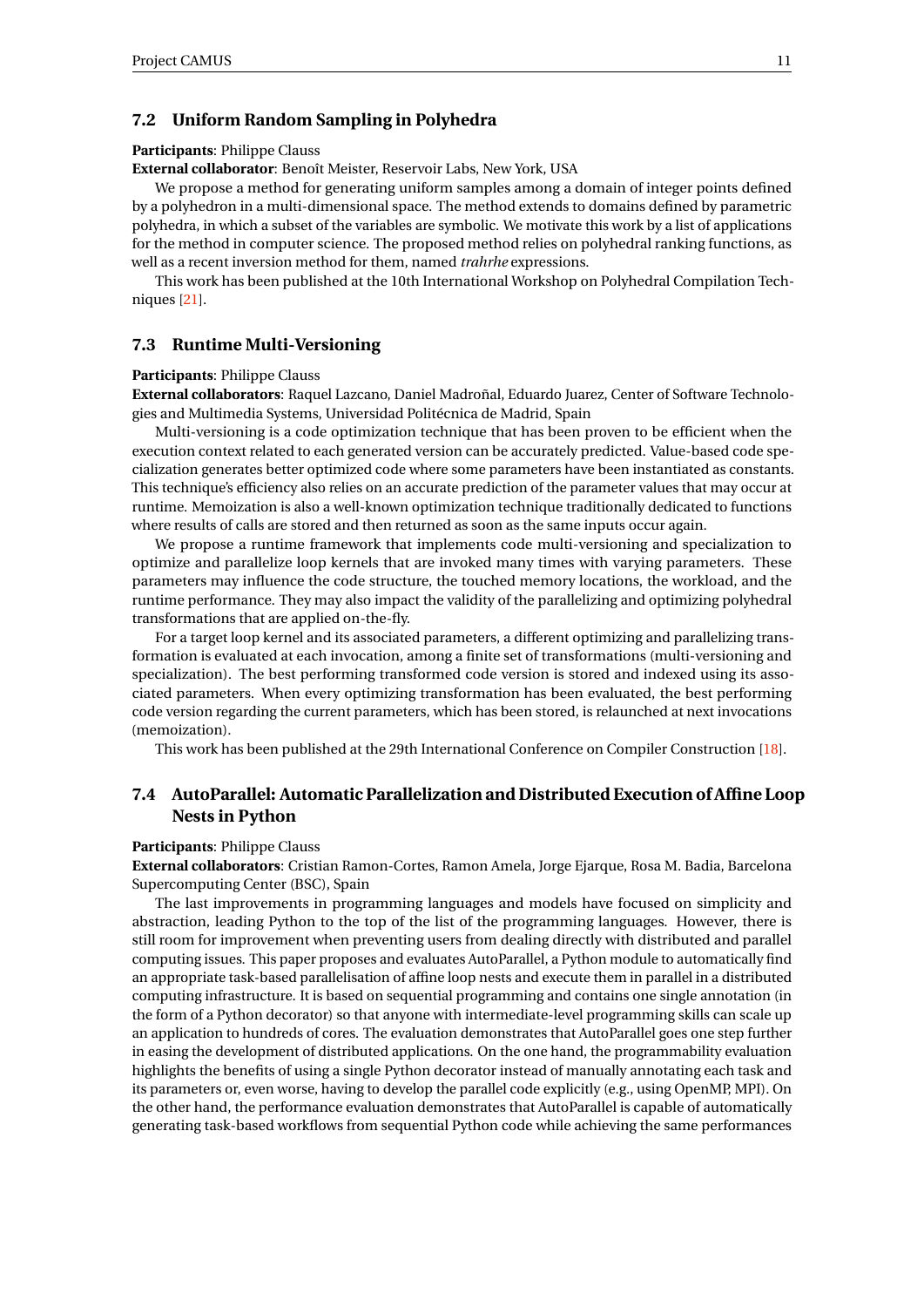### 7.2 Uniform Random Sampling in Polyhedra

**Participants**: Philippe Clauss

**External collaborator**: Benoît Meister, Reservoir Labs, New York, USA

We propose a method for generating uniform samples among a domain of integer points defined by a polyhedron in a multi-dimensional space. The method extends to domains defined by parametric polyhedra, in which a subset of the variables are symbolic. We motivate this work by a list of applications for the method in computer science. The proposed method relies on polyhedral ranking functions, as well as a recent inversion method for them, named *trahrhe* expressions.

This work has been published at the 10th International Workshop on Polyhedral Compilation Techniques [21].

### 7.3 Runtime Multi-Versioning

**Participants**: Philippe Clauss

**External collaborators**: Raquel Lazcano, Daniel Madroñal, Eduardo Juarez, Center of Software Technologies and Multimedia Systems, Universidad Politécnica de Madrid, Spain

Multi-versioning is a code optimization technique that has been proven to be efficient when the execution context related to each generated version can be accurately predicted. Value-based code specialization generates better optimized code where some parameters have been instantiated as constants. This technique's efficiency also relies on an accurate prediction of the parameter values that may occur at runtime. Memoization is also a well-known optimization technique traditionally dedicated to functions where results of calls are stored and then returned as soon as the same inputs occur again.

We propose a runtime framework that implements code multi-versioning and specialization to optimize and parallelize loop kernels that are invoked many times with varying parameters. These parameters may influence the code structure, the touched memory locations, the workload, and the runtime performance. They may also impact the validity of the parallelizing and optimizing polyhedral transformations that are applied on-the-fly.

For a target loop kernel and its associated parameters, a different optimizing and parallelizing transformation is evaluated at each invocation, among a finite set of transformations (multi-versioning and specialization). The best performing transformed code version is stored and indexed using its associated parameters. When every optimizing transformation has been evaluated, the best performing code version regarding the current parameters, which has been stored, is relaunched at next invocations (memoization).

This work has been published at the 29th International Conference on Compiler Construction [18].

### 7.4 AutoParallel: Automatic Parallelization and Distributed Execution of Affine Loop Nests in Python

**Participants**: Philippe Clauss

**External collaborators**: Cristian Ramon-Cortes, Ramon Amela, Jorge Ejarque, Rosa M. Badia, Barcelona Supercomputing Center (BSC), Spain

The last improvements in programming languages and models have focused on simplicity and abstraction, leading Python to the top of the list of the programming languages. However, there is still room for improvement when preventing users from dealing directly with distributed and parallel computing issues. This paper proposes and evaluates AutoParallel, a Python module to automatically find an appropriate task-based parallelisation of affine loop nests and execute them in parallel in a distributed computing infrastructure. It is based on sequential programming and contains one single annotation (in the form of a Python decorator) so that anyone with intermediate-level programming skills can scale up an application to hundreds of cores. The evaluation demonstrates that AutoParallel goes one step further in easing the development of distributed applications. On the one hand, the programmability evaluation highlights the benefits of using a single Python decorator instead of manually annotating each task and its parameters or, even worse, having to develop the parallel code explicitly (e.g., using OpenMP, MPI). On the other hand, the performance evaluation demonstrates that AutoParallel is capable of automatically generating task-based workflows from sequential Python code while achieving the same performances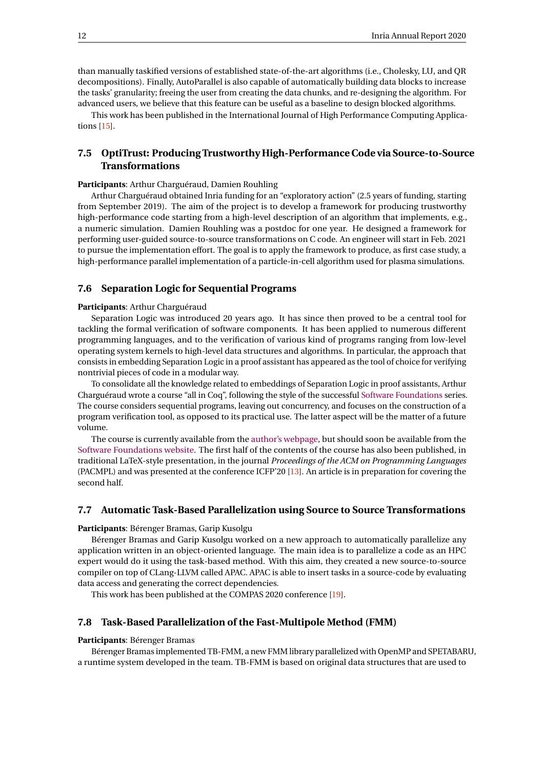than manually taskified versions of established state-of-the-art algorithms (i.e., Cholesky, LU, and QR decompositions). Finally, AutoParallel is also capable of automatically building data blocks to increase the tasks' granularity; freeing the user from creating the data chunks, and re-designing the algorithm. For advanced users, we believe that this feature can be useful as a baseline to design blocked algorithms.

This work has been published in the International Journal of High Performance Computing Applications [15].

### 7.5 OptiTrust: Producing Trustworthy High-Performance Code via Source-to-Source Transformations

**Participants**: Arthur Charguéraud, Damien Rouhling

Arthur Charguéraud obtained Inria funding for an "exploratory action" (2.5 years of funding, starting from September 2019). The aim of the project is to develop a framework for producing trustworthy high-performance code starting from a high-level description of an algorithm that implements, e.g., a numeric simulation. Damien Rouhling was a postdoc for one year. He designed a framework for performing user-guided source-to-source transformations on C code. An engineer will start in Feb. 2021 to pursue the implementation effort. The goal is to apply the framework to produce, as first case study, a high-performance parallel implementation of a particle-in-cell algorithm used for plasma simulations.

### 7.6 Separation Logic for Sequential Programs

**Participants**: Arthur Charguéraud

Separation Logic was introduced 20 years ago. It has since then proved to be a central tool for tackling the formal verification of software components. It has been applied to numerous different programming languages, and to the verification of various kind of programs ranging from low-level operating system kernels to high-level data structures and algorithms. In particular, the approach that consists in embedding Separation Logic in a proof assistant has appeared as the tool of choice for verifying nontrivial pieces of code in a modular way.

To consolidate all the knowledge related to embeddings of Separation Logic in proof assistants, Arthur Charguéraud wrote a course "all in Coq", following the style of the successful Software Foundations series. The course considers sequential programs, leaving out concurrency, and focuses on the construction of a program verification tool, as opposed to its practical use. The latter aspect will be the matter of a future volume.

The course is currently available from the author's webpage, but should soon be available from the Software Foundations website. The first half of the contents of the course has also been published, in traditional LaTeX-style presentation, in the journal *Proceedings of the ACM on Programming Languages* (PACMPL) and was presented at the conference ICFP'20 [13]. An article is in preparation for covering the second half.

### 7.7 Automatic Task-Based Parallelization using Source to Source Transformations

**Participants**: Bérenger Bramas, Garip Kusolgu

Bérenger Bramas and Garip Kusolgu worked on a new approach to automatically parallelize any application written in an object-oriented language. The main idea is to parallelize a code as an HPC expert would do it using the task-based method. With this aim, they created a new source-to-source compiler on top of CLang-LLVM called APAC. APAC is able to insert tasks in a source-code by evaluating data access and generating the correct dependencies.

This work has been published at the COMPAS 2020 conference [19].

### 7.8 Task-Based Parallelization of the Fast-Multipole Method (FMM)

**Participants**: Bérenger Bramas

Bérenger Bramas implemented TB-FMM, a new FMM library parallelized with OpenMP and SPETABARU, a runtime system developed in the team. TB-FMM is based on original data structures that are used to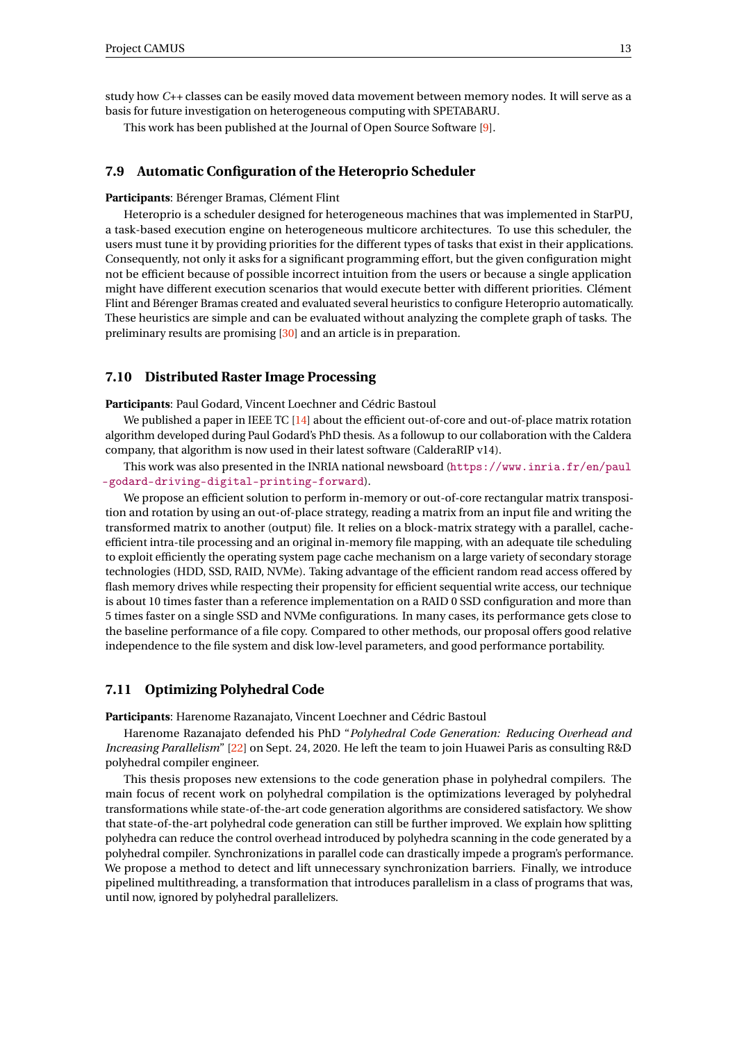study how *C++* classes can be easily moved data movement between memory nodes. It will serve as a basis for future investigation on heterogeneous computing with SPETABARU.

This work has been published at the Journal of Open Source Software [9].

### 7.9 Automatic Configuration of the Heteroprio Scheduler

**Participants**: Bérenger Bramas, Clément Flint

Heteroprio is a scheduler designed for heterogeneous machines that was implemented in StarPU, a task-based execution engine on heterogeneous multicore architectures. To use this scheduler, the users must tune it by providing priorities for the different types of tasks that exist in their applications. Consequently, not only it asks for a significant programming effort, but the given configuration might not be efficient because of possible incorrect intuition from the users or because a single application might have different execution scenarios that would execute better with different priorities. Clément Flint and Bérenger Bramas created and evaluated several heuristics to configure Heteroprio automatically. These heuristics are simple and can be evaluated without analyzing the complete graph of tasks. The preliminary results are promising [30] and an article is in preparation.

### 7.10 Distributed Raster Image Processing

**Participants**: Paul Godard, Vincent Loechner and Cédric Bastoul

We published a paper in IEEE TC [14] about the efficient out-of-core and out-of-place matrix rotation algorithm developed during Paul Godard's PhD thesis. As a followup to our collaboration with the Caldera company, that algorithm is now used in their latest software (CalderaRIP v14).

This work was also presented in the INRIA national newsboard (`https://www.inria.fr/en/paul-godard-driving-digital-printing-forward`).

We propose an efficient solution to perform in-memory or out-of-core rectangular matrix transposition and rotation by using an out-of-place strategy, reading a matrix from an input file and writing the transformed matrix to another (output) file. It relies on a block-matrix strategy with a parallel, cache-efficient intra-tile processing and an original in-memory file mapping, with an adequate tile scheduling to exploit efficiently the operating system page cache mechanism on a large variety of secondary storage technologies (HDD, SSD, RAID, NVMe). Taking advantage of the efficient random read access offered by flash memory drives while respecting their propensity for efficient sequential write access, our technique is about 10 times faster than a reference implementation on a RAID 0 SSD configuration and more than 5 times faster on a single SSD and NVMe configurations. In many cases, its performance gets close to the baseline performance of a file copy. Compared to other methods, our proposal offers good relative independence to the file system and disk low-level parameters, and good performance portability.

### 7.11 Optimizing Polyhedral Code

**Participants**: Harenome Razanajato, Vincent Loechner and Cédric Bastoul

Harenome Razanajato defended his PhD "*Polyhedral Code Generation: Reducing Overhead and Increasing Parallelism*" [22] on Sept. 24, 2020. He left the team to join Huawei Paris as consulting R&D polyhedral compiler engineer.

This thesis proposes new extensions to the code generation phase in polyhedral compilers. The main focus of recent work on polyhedral compilation is the optimizations leveraged by polyhedral transformations while state-of-the-art code generation algorithms are considered satisfactory. We show that state-of-the-art polyhedral code generation can still be further improved. We explain how splitting polyhedra can reduce the control overhead introduced by polyhedra scanning in the code generated by a polyhedral compiler. Synchronizations in parallel code can drastically impede a program's performance. We propose a method to detect and lift unnecessary synchronization barriers. Finally, we introduce pipelined multithreading, a transformation that introduces parallelism in a class of programs that was, until now, ignored by polyhedral parallelizers.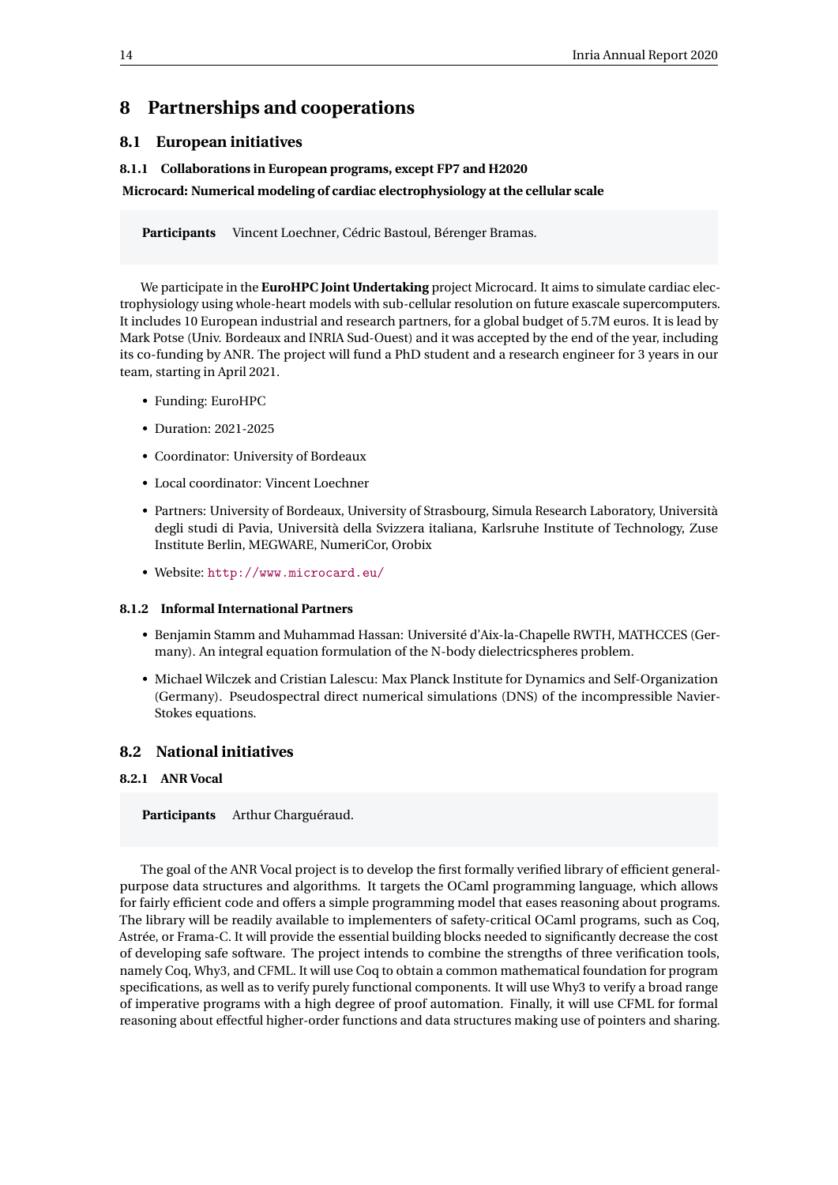# 8 Partnerships and cooperations

## 8.1 European initiatives

### 8.1.1 Collaborations in European programs, except FP7 and H2020

**Microcard: Numerical modeling of cardiac electrophysiology at the cellular scale**

**Participants** Vincent Loechner, Cédric Bastoul, Bérenger Bramas.

We participate in the **EuroHPC Joint Undertaking** project Microcard. It aims to simulate cardiac electrophysiology using whole-heart models with sub-cellular resolution on future exascale supercomputers. It includes 10 European industrial and research partners, for a global budget of 5.7M euros. It is lead by Mark Potse (Univ. Bordeaux and INRIA Sud-Ouest) and it was accepted by the end of the year, including its co-funding by ANR. The project will fund a PhD student and a research engineer for 3 years in our team, starting in April 2021.

- Funding: EuroHPC
- Duration: 2021-2025
- Coordinator: University of Bordeaux
- Local coordinator: Vincent Loechner
- Partners: University of Bordeaux, University of Strasbourg, Simula Research Laboratory, Università degli studi di Pavia, Università della Svizzera italiana, Karlsruhe Institute of Technology, Zuse Institute Berlin, MEGWARE, NumeriCor, Orobix
- Website: http://www.microcard.eu/

### 8.1.2 Informal International Partners

- Benjamin Stamm and Muhammad Hassan: Université d'Aix-la-Chapelle RWTH, MATHCCES (Germany). An integral equation formulation of the N-body dielectricspheres problem.
- Michael Wilczek and Cristian Lalescu: Max Planck Institute for Dynamics and Self-Organization (Germany). Pseudospectral direct numerical simulations (DNS) of the incompressible Navier-Stokes equations.

## 8.2 National initiatives

### 8.2.1 ANR Vocal

**Participants** Arthur Charguéraud.

The goal of the ANR Vocal project is to develop the first formally verified library of efficient general-purpose data structures and algorithms. It targets the OCaml programming language, which allows for fairly efficient code and offers a simple programming model that eases reasoning about programs. The library will be readily available to implementers of safety-critical OCaml programs, such as Coq, Astrée, or Frama-C. It will provide the essential building blocks needed to significantly decrease the cost of developing safe software. The project intends to combine the strengths of three verification tools, namely Coq, Why3, and CFML. It will use Coq to obtain a common mathematical foundation for program specifications, as well as to verify purely functional components. It will use Why3 to verify a broad range of imperative programs with a high degree of proof automation. Finally, it will use CFML for formal reasoning about effectful higher-order functions and data structures making use of pointers and sharing.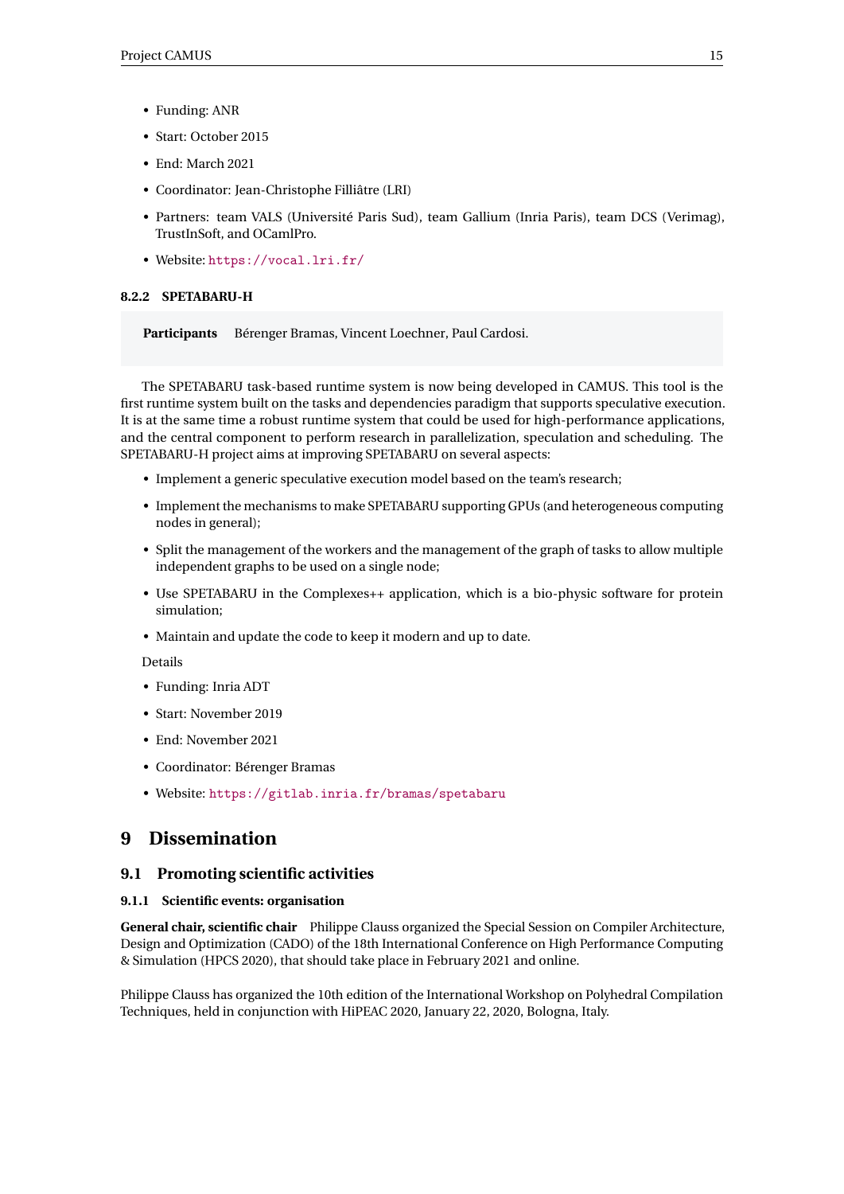- Funding: ANR
- Start: October 2015
- End: March 2021
- Coordinator: Jean-Christophe Filliâtre (LRI)
- Partners: team VALS (Université Paris Sud), team Gallium (Inria Paris), team DCS (Verimag), TrustInSoft, and OCamlPro.
- Website: https://vocal.lri.fr/

#### 8.2.2 SPETABARU-H

**Participants** Bérenger Bramas, Vincent Loechner, Paul Cardosi.

The SPETABARU task-based runtime system is now being developed in CAMUS. This tool is the first runtime system built on the tasks and dependencies paradigm that supports speculative execution. It is at the same time a robust runtime system that could be used for high-performance applications, and the central component to perform research in parallelization, speculation and scheduling. The SPETABARU-H project aims at improving SPETABARU on several aspects:

- Implement a generic speculative execution model based on the team's research;
- Implement the mechanisms to make SPETABARU supporting GPUs (and heterogeneous computing nodes in general);
- Split the management of the workers and the management of the graph of tasks to allow multiple independent graphs to be used on a single node;
- Use SPETABARU in the Complexes++ application, which is a bio-physic software for protein simulation;
- Maintain and update the code to keep it modern and up to date.

Details

- Funding: Inria ADT
- Start: November 2019
- End: November 2021
- Coordinator: Bérenger Bramas
- Website: https://gitlab.inria.fr/bramas/spetabaru

## 9 Dissemination

### 9.1 Promoting scientific activities

#### 9.1.1 Scientific events: organisation

**General chair, scientific chair** Philippe Clauss organized the Special Session on Compiler Architecture, Design and Optimization (CADO) of the 18th International Conference on High Performance Computing & Simulation (HPCS 2020), that should take place in February 2021 and online.

Philippe Clauss has organized the 10th edition of the International Workshop on Polyhedral Compilation Techniques, held in conjunction with HiPEAC 2020, January 22, 2020, Bologna, Italy.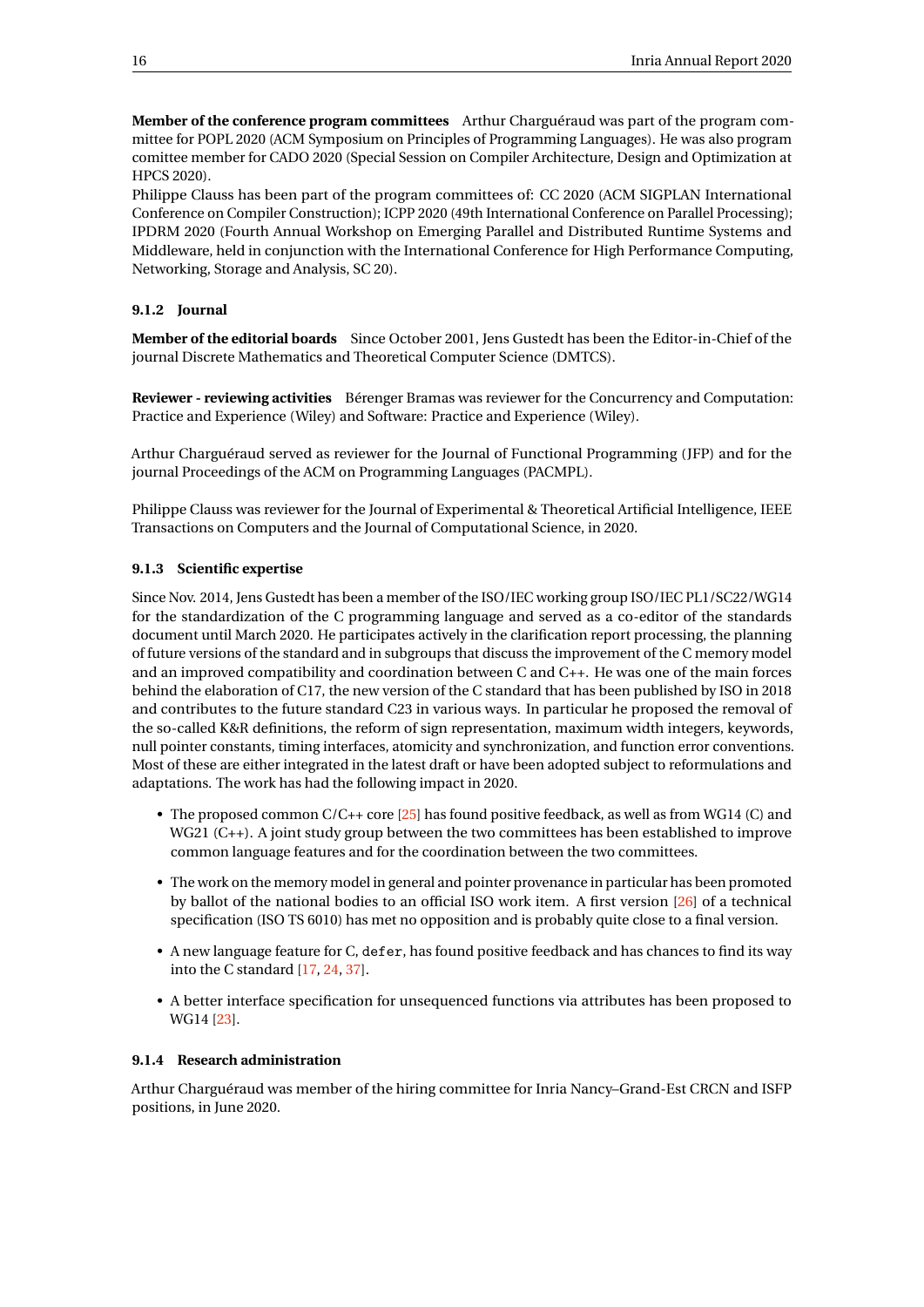**Member of the conference program committees** Arthur Charguéraud was part of the program committee for POPL 2020 (ACM Symposium on Principles of Programming Languages). He was also program comitte member for CADO 2020 (Special Session on Compiler Architecture, Design and Optimization at HPCS 2020).

Philippe Clauss has been part of the program committees of: CC 2020 (ACM SIGPLAN International Conference on Compiler Construction); ICPP 2020 (49th International Conference on Parallel Processing); IPDRM 2020 (Fourth Annual Workshop on Emerging Parallel and Distributed Runtime Systems and Middleware, held in conjunction with the International Conference for High Performance Computing, Networking, Storage and Analysis, SC 20).

### 9.1.2 Journal

**Member of the editorial boards** Since October 2001, Jens Gustedt has been the Editor-in-Chief of the journal Discrete Mathematics and Theoretical Computer Science (DMTCS).

**Reviewer - reviewing activities** Bérenger Bramas was reviewer for the Concurrency and Computation: Practice and Experience (Wiley) and Software: Practice and Experience (Wiley).

Arthur Charguéraud served as reviewer for the Journal of Functional Programming (JFP) and for the journal Proceedings of the ACM on Programming Languages (PACMPL).

Philippe Clauss was reviewer for the Journal of Experimental & Theoretical Artificial Intelligence, IEEE Transactions on Computers and the Journal of Computational Science, in 2020.

### 9.1.3 Scientific expertise

Since Nov. 2014, Jens Gustedt has been a member of the ISO/IEC working group ISO/IEC PL1/SC22/WG14 for the standardization of the C programming language and served as a co-editor of the standards document until March 2020. He participates actively in the clarification report processing, the planning of future versions of the standard and in subgroups that discuss the improvement of the C memory model and an improved compatibility and coordination between C and C++. He was one of the main forces behind the elaboration of C17, the new version of the C standard that has been published by ISO in 2018 and contributes to the future standard C23 in various ways. In particular he proposed the removal of the so-called K&R definitions, the reform of sign representation, maximum width integers, keywords, null pointer constants, timing interfaces, atomicity and synchronization, and function error conventions. Most of these are either integrated in the latest draft or have been adopted subject to reformulations and adaptations. The work has had the following impact in 2020.

- The proposed common C/C++ core [25] has found positive feedback, as well as from WG14 (C) and WG21 (C++). A joint study group between the two committees has been established to improve common language features and for the coordination between the two committees.
- The work on the memory model in general and pointer provenance in particular has been promoted by ballot of the national bodies to an official ISO work item. A first version [26] of a technical specification (ISO TS 6010) has met no opposition and is probably quite close to a final version.
- A new language feature for C, `defer`, has found positive feedback and has chances to find its way into the C standard [17, 24, 37].
- A better interface specification for unsequenced functions via attributes has been proposed to WG14 [23].

### 9.1.4 Research administration

Arthur Charguéraud was member of the hiring committee for Inria Nancy–Grand-Est CRCN and ISFP positions, in June 2020.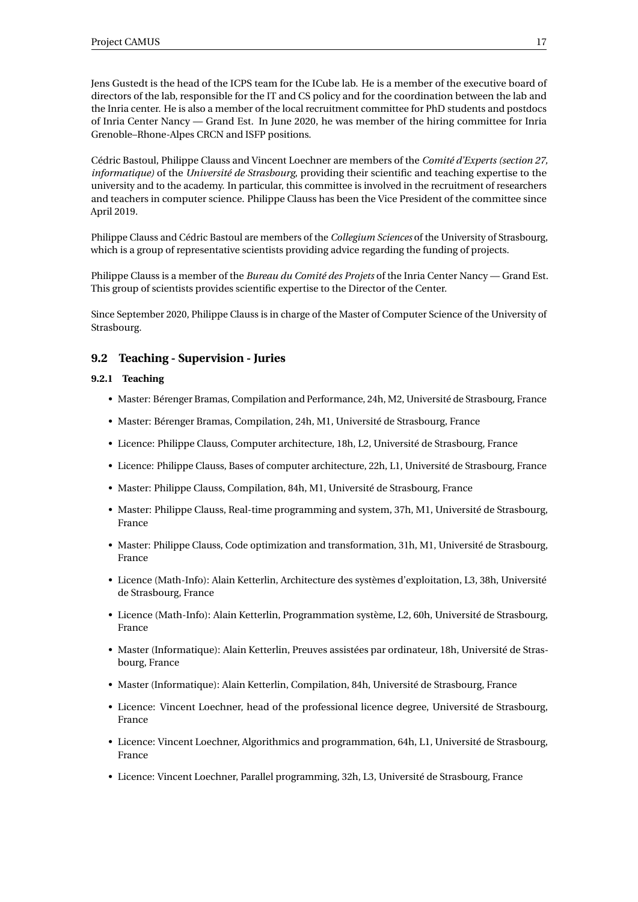Jens Gustedt is the head of the ICPS team for the ICube lab. He is a member of the executive board of directors of the lab, responsible for the IT and CS policy and for the coordination between the lab and the Inria center. He is also a member of the local recruitment committee for PhD students and postdocs of Inria Center Nancy — Grand Est. In June 2020, he was member of the hiring committee for Inria Grenoble–Rhone-Alpes CRCN and ISFP positions.

Cédric Bastoul, Philippe Clauss and Vincent Loechner are members of the *Comité d'Experts (section 27, informatique)* of the *Université de Strasbourg*, providing their scientific and teaching expertise to the university and to the academy. In particular, this committee is involved in the recruitment of researchers and teachers in computer science. Philippe Clauss has been the Vice President of the committee since April 2019.

Philippe Clauss and Cédric Bastoul are members of the *Collegium Sciences* of the University of Strasbourg, which is a group of representative scientists providing advice regarding the funding of projects.

Philippe Clauss is a member of the *Bureau du Comité des Projets* of the Inria Center Nancy — Grand Est. This group of scientists provides scientific expertise to the Director of the Center.

Since September 2020, Philippe Clauss is in charge of the Master of Computer Science of the University of Strasbourg.

## 9.2 Teaching - Supervision - Juries

### 9.2.1 Teaching

- Master: Bérenger Bramas, Compilation and Performance, 24h, M2, Université de Strasbourg, France
- Master: Bérenger Bramas, Compilation, 24h, M1, Université de Strasbourg, France
- Licence: Philippe Clauss, Computer architecture, 18h, L2, Université de Strasbourg, France
- Licence: Philippe Clauss, Bases of computer architecture, 22h, L1, Université de Strasbourg, France
- Master: Philippe Clauss, Compilation, 84h, M1, Université de Strasbourg, France
- Master: Philippe Clauss, Real-time programming and system, 37h, M1, Université de Strasbourg, France
- Master: Philippe Clauss, Code optimization and transformation, 31h, M1, Université de Strasbourg, France
- Licence (Math-Info): Alain Ketterlin, Architecture des systèmes d'exploitation, L3, 38h, Université de Strasbourg, France
- Licence (Math-Info): Alain Ketterlin, Programmation système, L2, 60h, Université de Strasbourg, France
- Master (Informatique): Alain Ketterlin, Preuves assistées par ordinateur, 18h, Université de Strasbourg, France
- Master (Informatique): Alain Ketterlin, Compilation, 84h, Université de Strasbourg, France
- Licence: Vincent Loechner, head of the professional licence degree, Université de Strasbourg, France
- Licence: Vincent Loechner, Algorithmics and programmation, 64h, L1, Université de Strasbourg, France
- Licence: Vincent Loechner, Parallel programming, 32h, L3, Université de Strasbourg, France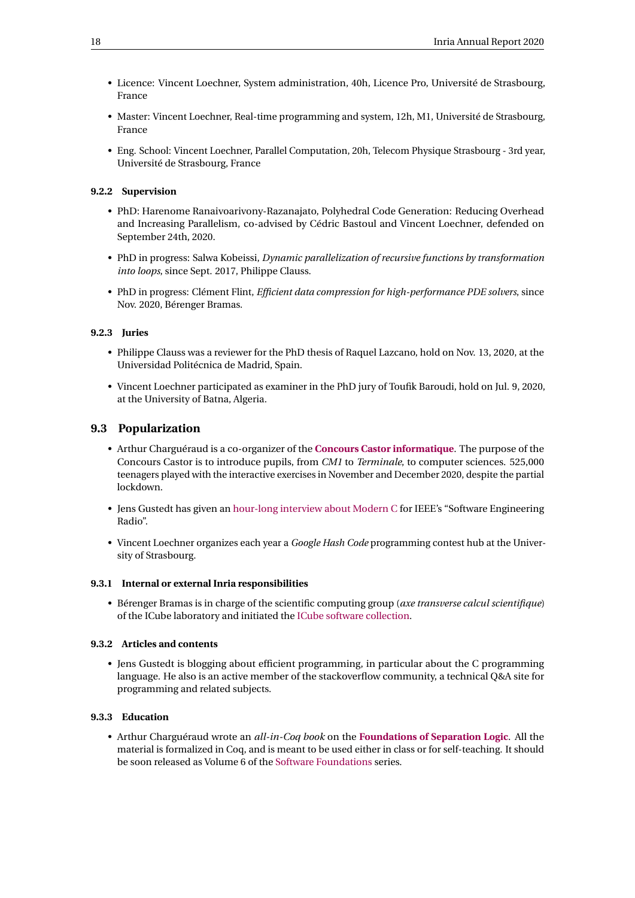- Licence: Vincent Loechner, System administration, 40h, Licence Pro, Université de Strasbourg, France
- Master: Vincent Loechner, Real-time programming and system, 12h, M1, Université de Strasbourg, France
- Eng. School: Vincent Loechner, Parallel Computation, 20h, Telecom Physique Strasbourg - 3rd year, Université de Strasbourg, France

#### 9.2.2 Supervision

- PhD: Harenome Ranaivoarivony-Razanajato, Polyhedral Code Generation: Reducing Overhead and Increasing Parallelism, co-advised by Cédric Bastoul and Vincent Loechner, defended on September 24th, 2020.
- PhD in progress: Salwa Kobeissi, *Dynamic parallelization of recursive functions by transformation into loops*, since Sept. 2017, Philippe Clauss.
- PhD in progress: Clément Flint, *Efficient data compression for high-performance PDE solvers*, since Nov. 2020, Bérenger Bramas.

#### 9.2.3 Juries

- Philippe Clauss was a reviewer for the PhD thesis of Raquel Lazcano, hold on Nov. 13, 2020, at the Universidad Politécnica de Madrid, Spain.
- Vincent Loechner participated as examiner in the PhD jury of Toufik Baroudi, hold on Jul. 9, 2020, at the University of Batna, Algeria.

### 9.3 Popularization

- Arthur Charguéraud is a co-organizer of the **Concours Castor informatique**. The purpose of the Concours Castor is to introduce pupils, from *CM1* to *Terminale*, to computer sciences. 525,000 teenagers played with the interactive exercises in November and December 2020, despite the partial lockdown.
- Jens Gustedt has given an hour-long interview about Modern C for IEEE's "Software Engineering Radio".
- Vincent Loechner organizes each year a *Google Hash Code* programming contest hub at the University of Strasbourg.

#### 9.3.1 Internal or external Inria responsibilities

- Bérenger Bramas is in charge of the scientific computing group (*axe transverse calcul scientifique*) of the ICube laboratory and initiated the ICube software collection.

#### 9.3.2 Articles and contents

- Jens Gustedt is blogging about efficient programming, in particular about the C programming language. He also is an active member of the stackoverflow community, a technical Q&A site for programming and related subjects.

#### 9.3.3 Education

- Arthur Charguéraud wrote an *all-in-Coq book* on the **Foundations of Separation Logic**. All the material is formalized in Coq, and is meant to be used either in class or for self-teaching. It should be soon released as Volume 6 of the Software Foundations series.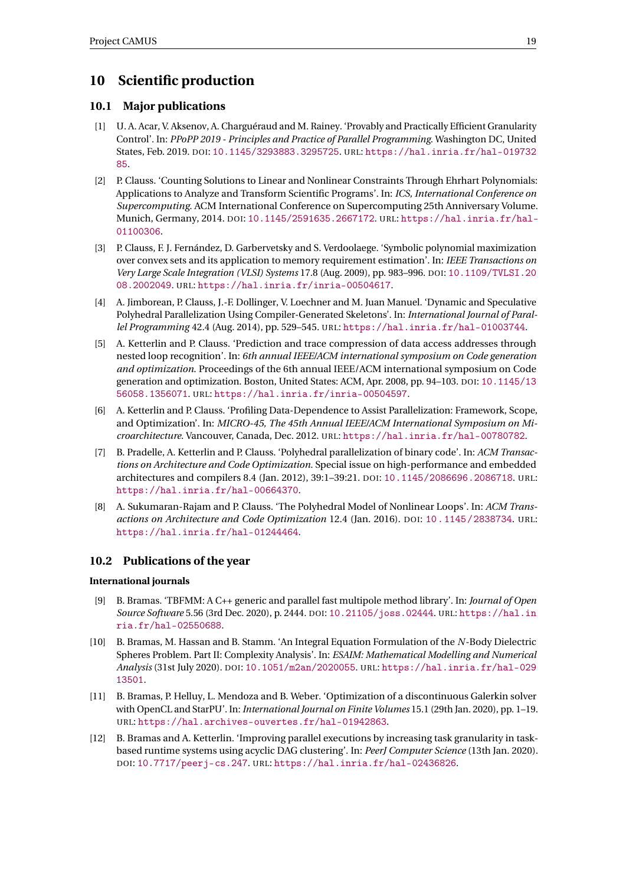# 10 Scientific production

## 10.1 Major publications

[1] U. A. Acar, V. Aksenov, A. Charguéraud and M. Rainey. 'Provably and Practically Efficient Granularity Control'. In: *PPoPP 2019 - Principles and Practice of Parallel Programming*. Washington DC, United States, Feb. 2019. DOI: 10.1145/3293883.3295725. URL: https://hal.inria.fr/hal-01973285.

[2] P. Clauss. 'Counting Solutions to Linear and Nonlinear Constraints Through Ehrhart Polynomials: Applications to Analyze and Transform Scientific Programs'. In: *ICS, International Conference on Supercomputing*. ACM International Conference on Supercomputing 25th Anniversary Volume. Munich, Germany, 2014. DOI: 10.1145/2591635.2667172. URL: https://hal.inria.fr/hal-01100306.

[3] P. Clauss, F. J. Fernández, D. Garbervetsky and S. Verdoolaege. 'Symbolic polynomial maximization over convex sets and its application to memory requirement estimation'. In: *IEEE Transactions on Very Large Scale Integration (VLSI) Systems* 17.8 (Aug. 2009), pp. 983–996. DOI: 10.1109/TVLSI.2008.2002049. URL: https://hal.inria.fr/inria-00504617.

[4] A. Jimborean, P. Clauss, J.-F. Dollinger, V. Loechner and M. Juan Manuel. 'Dynamic and Speculative Polyhedral Parallelization Using Compiler-Generated Skeletons'. In: *International Journal of Parallel Programming* 42.4 (Aug. 2014), pp. 529–545. URL: https://hal.inria.fr/hal-01003744.

[5] A. Ketterlin and P. Clauss. 'Prediction and trace compression of data access addresses through nested loop recognition'. In: *6th annual IEEE/ACM international symposium on Code generation and optimization*. Proceedings of the 6th annual IEEE/ACM international symposium on Code generation and optimization. Boston, United States: ACM, Apr. 2008, pp. 94–103. DOI: 10.1145/1356058.1356071. URL: https://hal.inria.fr/inria-00504597.

[6] A. Ketterlin and P. Clauss. 'Profiling Data-Dependence to Assist Parallelization: Framework, Scope, and Optimization'. In: *MICRO-45, The 45th Annual IEEE/ACM International Symposium on Microarchitecture*. Vancouver, Canada, Dec. 2012. URL: https://hal.inria.fr/hal-00780782.

[7] B. Pradelle, A. Ketterlin and P. Clauss. 'Polyhedral parallelization of binary code'. In: *ACM Transactions on Architecture and Code Optimization*. Special issue on high-performance and embedded architectures and compilers 8.4 (Jan. 2012), 39:1–39:21. DOI: 10.1145/2086696.2086718. URL: https://hal.inria.fr/hal-00664370.

[8] A. Sukumaran-Rajam and P. Clauss. 'The Polyhedral Model of Nonlinear Loops'. In: *ACM Transactions on Architecture and Code Optimization* 12.4 (Jan. 2016). DOI: 10.1145/2838734. URL: https://hal.inria.fr/hal-01244464.

## 10.2 Publications of the year

### International journals

[9] B. Bramas. 'TBFMM: A C++ generic and parallel fast multipole method library'. In: *Journal of Open Source Software* 5.56 (3rd Dec. 2020), p. 2444. DOI: 10.21105/joss.02444. URL: https://hal.inria.fr/hal-02550688.

[10] B. Bramas, M. Hassan and B. Stamm. 'An Integral Equation Formulation of the *N*-Body Dielectric Spheres Problem. Part II: Complexity Analysis'. In: *ESAIM: Mathematical Modelling and Numerical Analysis* (31st July 2020). DOI: 10.1051/m2an/2020055. URL: https://hal.inria.fr/hal-02913501.

[11] B. Bramas, P. Helluy, L. Mendoza and B. Weber. 'Optimization of a discontinuous Galerkin solver with OpenCL and StarPU'. In: *International Journal on Finite Volumes* 15.1 (29th Jan. 2020), pp. 1–19. URL: https://hal.archives-ouvertes.fr/hal-01942863.

[12] B. Bramas and A. Ketterlin. 'Improving parallel executions by increasing task granularity in task-based runtime systems using acyclic DAG clustering'. In: *PeerJ Computer Science* (13th Jan. 2020). DOI: 10.7717/peerj-cs.247. URL: https://hal.inria.fr/hal-02436826.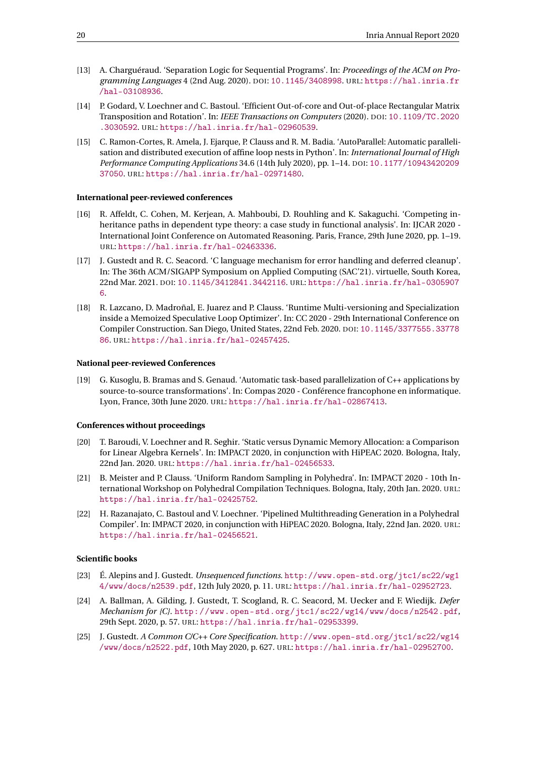[13] A. Charguéraud. 'Separation Logic for Sequential Programs'. In: *Proceedings of the ACM on Programming Languages* 4 (2nd Aug. 2020). DOI: 10.1145/3408998. URL: https://hal.inria.fr/hal-03108936.

[14] P. Godard, V. Loechner and C. Bastoul. 'Efficient Out-of-core and Out-of-place Rectangular Matrix Transposition and Rotation'. In: *IEEE Transactions on Computers* (2020). DOI: 10.1109/TC.2020.3030592. URL: https://hal.inria.fr/hal-02960539.

[15] C. Ramon-Cortes, R. Amela, J. Ejarque, P. Clauss and R. M. Badia. 'AutoParallel: Automatic parallelisation and distributed execution of affine loop nests in Python'. In: *International Journal of High Performance Computing Applications* 34.6 (14th July 2020), pp. 1–14. DOI: 10.1177/1094342020937050. URL: https://hal.inria.fr/hal-02971480.

#### International peer-reviewed conferences

[16] R. Affeldt, C. Cohen, M. Kerjean, A. Mahboubi, D. Rouhling and K. Sakaguchi. 'Competing inheritance paths in dependent type theory: a case study in functional analysis'. In: IJCAR 2020 - International Joint Conference on Automated Reasoning. Paris, France, 29th June 2020, pp. 1–19. URL: https://hal.inria.fr/hal-02463336.

[17] J. Gustedt and R. C. Seacord. 'C language mechanism for error handling and deferred cleanup'. In: The 36th ACM/SIGAPP Symposium on Applied Computing (SAC'21). virtuelle, South Korea, 22nd Mar. 2021. DOI: 10.1145/3412841.3442116. URL: https://hal.inria.fr/hal-03059076.

[18] R. Lazcano, D. Madroñal, E. Juarez and P. Clauss. 'Runtime Multi-versioning and Specialization inside a Memoized Speculative Loop Optimizer'. In: CC 2020 - 29th International Conference on Compiler Construction. San Diego, United States, 22nd Feb. 2020. DOI: 10.1145/3377555.3377886. URL: https://hal.inria.fr/hal-02457425.

#### National peer-reviewed Conferences

[19] G. Kusoglu, B. Bramas and S. Genaud. 'Automatic task-based parallelization of C++ applications by source-to-source transformations'. In: Compas 2020 - Conférence francophone en informatique. Lyon, France, 30th June 2020. URL: https://hal.inria.fr/hal-02867413.

#### Conferences without proceedings

[20] T. Baroudi, V. Loechner and R. Seghir. 'Static versus Dynamic Memory Allocation: a Comparison for Linear Algebra Kernels'. In: IMPACT 2020, in conjunction with HiPEAC 2020. Bologna, Italy, 22nd Jan. 2020. URL: https://hal.inria.fr/hal-02456533.

[21] B. Meister and P. Clauss. 'Uniform Random Sampling in Polyhedra'. In: IMPACT 2020 - 10th International Workshop on Polyhedral Compilation Techniques. Bologna, Italy, 20th Jan. 2020. URL: https://hal.inria.fr/hal-02425752.

[22] H. Razanajato, C. Bastoul and V. Loechner. 'Pipelined Multithreading Generation in a Polyhedral Compiler'. In: IMPACT 2020, in conjunction with HiPEAC 2020. Bologna, Italy, 22nd Jan. 2020. URL: https://hal.inria.fr/hal-02456521.

#### Scientific books

[23] É. Alepins and J. Gustedt. *Unsequenced functions*. http://www.open-std.org/jtc1/sc22/wg14/www/docs/n2539.pdf, 12th July 2020, p. 11. URL: https://hal.inria.fr/hal-02952723.

[24] A. Ballman, A. Gilding, J. Gustedt, T. Scogland, R. C. Seacord, M. Uecker and F. Wiedijk. *Defer Mechanism for {C}*. http://www.open-std.org/jtc1/sc22/wg14/www/docs/n2542.pdf, 29th Sept. 2020, p. 57. URL: https://hal.inria.fr/hal-02953399.

[25] J. Gustedt. *A Common C/C++ Core Specification*. http://www.open-std.org/jtc1/sc22/wg14/www/docs/n2522.pdf, 10th May 2020, p. 627. URL: https://hal.inria.fr/hal-02952700.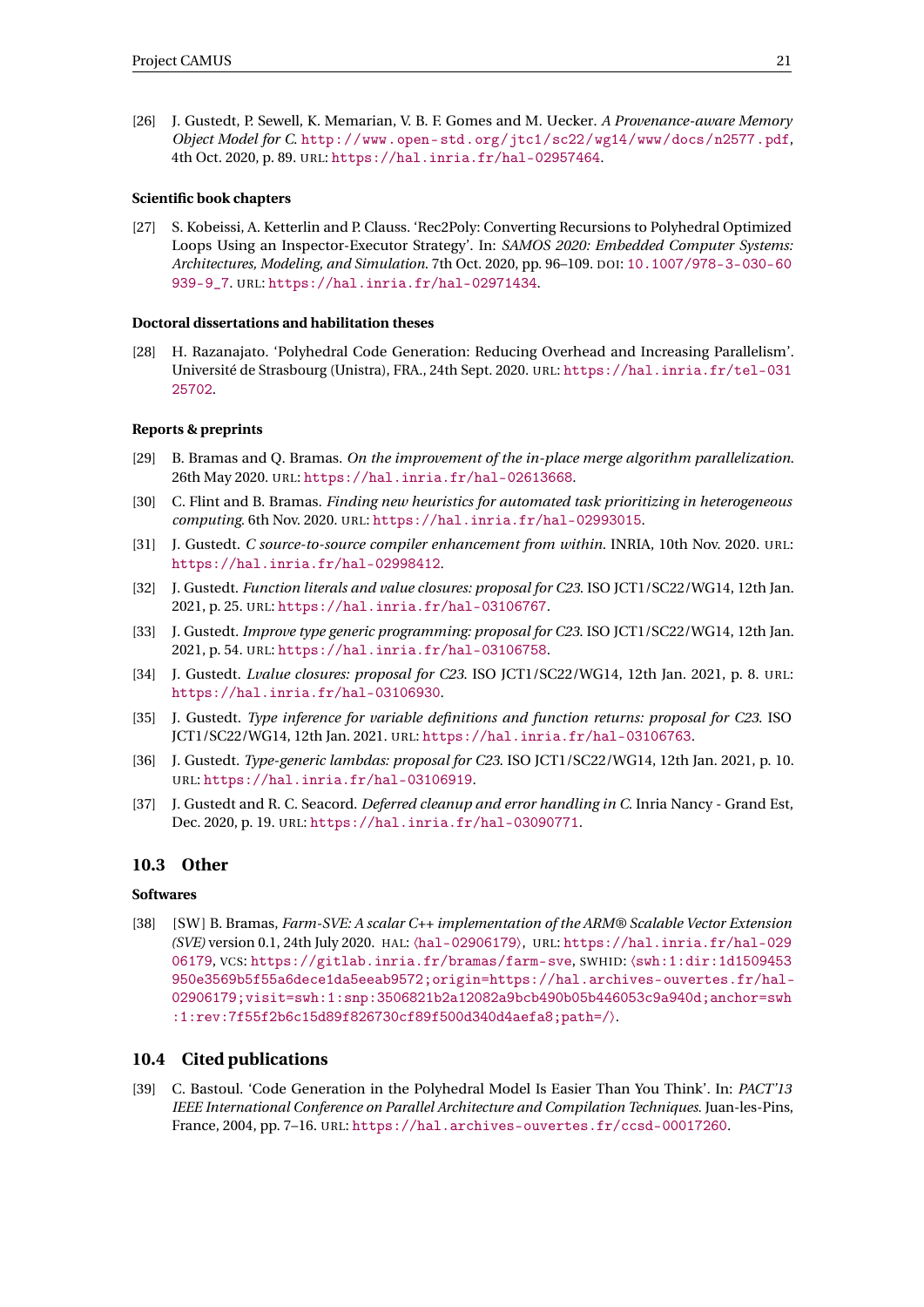[26] J. Gustedt, P. Sewell, K. Memarian, V. B. F. Gomes and M. Uecker. *A Provenance-aware Memory Object Model for C*. http://www.open-std.org/jtc1/sc22/wg14/www/docs/n2577.pdf, 4th Oct. 2020, p. 89. URL: https://hal.inria.fr/hal-02957464.

**Scientific book chapters**

[27] S. Kobeissi, A. Ketterlin and P. Clauss. 'Rec2Poly: Converting Recursions to Polyhedral Optimized Loops Using an Inspector-Executor Strategy'. In: *SAMOS 2020: Embedded Computer Systems: Architectures, Modeling, and Simulation*. 7th Oct. 2020, pp. 96–109. DOI: 10.1007/978-3-030-60939-9_7. URL: https://hal.inria.fr/hal-02971434.

**Doctoral dissertations and habilitation theses**

[28] H. Razanajato. 'Polyhedral Code Generation: Reducing Overhead and Increasing Parallelism'. Université de Strasbourg (Unistra), FRA., 24th Sept. 2020. URL: https://hal.inria.fr/tel-03125702.

**Reports & preprints**

[29] B. Bramas and Q. Bramas. *On the improvement of the in-place merge algorithm parallelization*. 26th May 2020. URL: https://hal.inria.fr/hal-02613668.

[30] C. Flint and B. Bramas. *Finding new heuristics for automated task prioritizing in heterogeneous computing*. 6th Nov. 2020. URL: https://hal.inria.fr/hal-02993015.

[31] J. Gustedt. *C source-to-source compiler enhancement from within*. INRIA, 10th Nov. 2020. URL: https://hal.inria.fr/hal-02998412.

[32] J. Gustedt. *Function literals and value closures: proposal for C23*. ISO JCT1/SC22/WG14, 12th Jan. 2021, p. 25. URL: https://hal.inria.fr/hal-03106767.

[33] J. Gustedt. *Improve type generic programming: proposal for C23*. ISO JCT1/SC22/WG14, 12th Jan. 2021, p. 54. URL: https://hal.inria.fr/hal-03106758.

[34] J. Gustedt. *Lvalue closures: proposal for C23*. ISO JCT1/SC22/WG14, 12th Jan. 2021, p. 8. URL: https://hal.inria.fr/hal-03106930.

[35] J. Gustedt. *Type inference for variable definitions and function returns: proposal for C23*. ISO JCT1/SC22/WG14, 12th Jan. 2021. URL: https://hal.inria.fr/hal-03106763.

[36] J. Gustedt. *Type-generic lambdas: proposal for C23*. ISO JCT1/SC22/WG14, 12th Jan. 2021, p. 10. URL: https://hal.inria.fr/hal-03106919.

[37] J. Gustedt and R. C. Seacord. *Deferred cleanup and error handling in C*. Inria Nancy - Grand Est, Dec. 2020, p. 19. URL: https://hal.inria.fr/hal-03090771.

## 10.3 Other

**Softwares**

[38] [SW] B. Bramas, *Farm-SVE: A scalar C++ implementation of the ARM® Scalable Vector Extension (SVE)* version 0.1, 24th July 2020. HAL: ⟨hal-02906179⟩, URL: https://hal.inria.fr/hal-02906179, VCS: https://gitlab.inria.fr/bramas/farm-sve, SWHID: ⟨swh:1:dir:1d1509453950e3569b5f55a6dece1da5eeab9572;origin=https://hal.archives-ouvertes.fr/hal-02906179;visit=swh:1:snp:3506821b2a12082a9bcb490b05b446053c9a940d;anchor=swh:1:rev:7f55f2b6c15d89f826730cf89f500d340d4aefa8;path=/⟩.

## 10.4 Cited publications

[39] C. Bastoul. 'Code Generation in the Polyhedral Model Is Easier Than You Think'. In: *PACT'13 IEEE International Conference on Parallel Architecture and Compilation Techniques*. Juan-les-Pins, France, 2004, pp. 7–16. URL: https://hal.archives-ouvertes.fr/ccsd-00017260.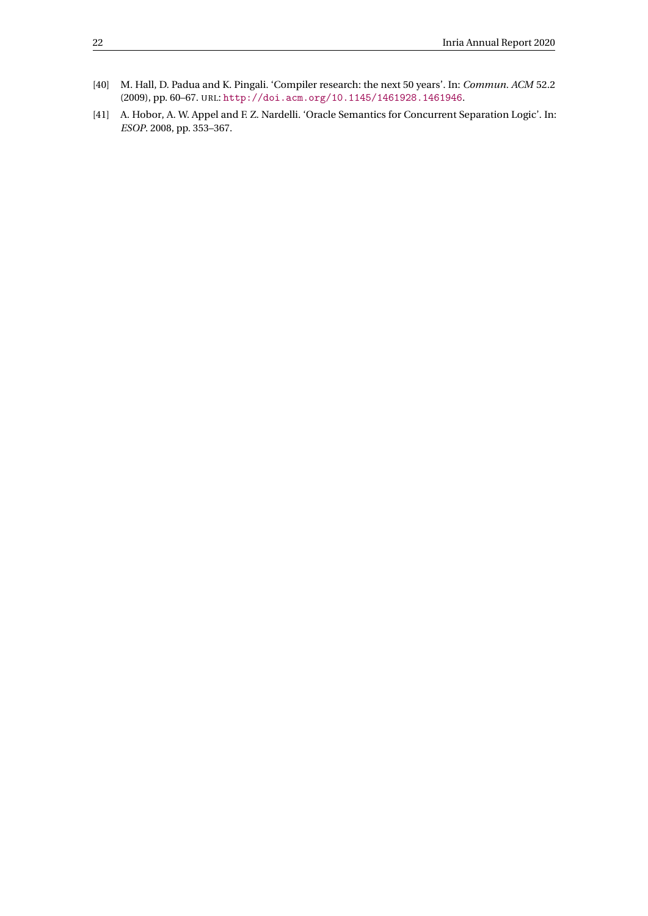[40] M. Hall, D. Padua and K. Pingali. 'Compiler research: the next 50 years'. In: *Commun. ACM* 52.2 (2009), pp. 60–67. URL: `http://doi.acm.org/10.1145/1461928.1461946`.

[41] A. Hobor, A. W. Appel and F. Z. Nardelli. 'Oracle Semantics for Concurrent Separation Logic'. In: *ESOP*. 2008, pp. 353–367.